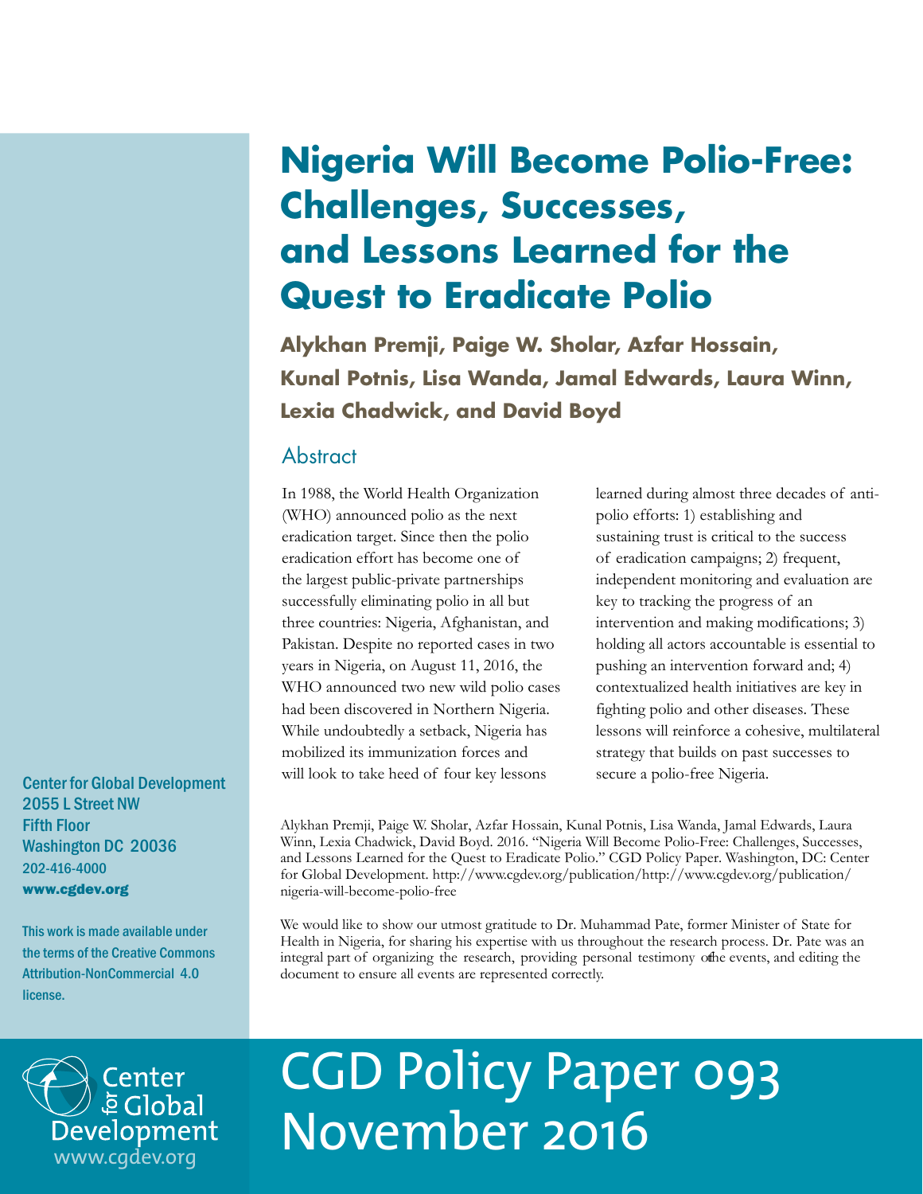# Nigeria Will Become Polio-Free: Challenges, Successes, and Lessons Learned for the Quest to Eradicate Polio

**Alykhan Premji, Paige W. Sholar, Azfar Hossain, Kunal Potnis, Lisa Wanda, Jamal Edwards, Laura Winn, Lexia Chadwick, and David Boyd**

## Abstract

In 1988, the World Health Organization (WHO) announced polio as the next eradication target. Since then the polio eradication effort has become one of the largest public-private partnerships successfully eliminating polio in all but three countries: Nigeria, Afghanistan, and Pakistan. Despite no reported cases in two years in Nigeria, on August 11, 2016, the WHO announced two new wild polio cases had been discovered in Northern Nigeria. While undoubtedly a setback, Nigeria has mobilized its immunization forces and will look to take heed of four key lessons learned during almost three decades of anti-polio efforts: 1) establishing and sustaining trust is critical to the success of eradication campaigns; 2) frequent, independent monitoring and evaluation are key to tracking the progress of an intervention and making modifications; 3) holding all actors accountable is essential to pushing an intervention forward and; 4) contextualized health initiatives are key in fighting polio and other diseases. These lessons will reinforce a cohesive, multilateral strategy that builds on past successes to secure a polio-free Nigeria.

Alykhan Premji, Paige W. Sholar, Azfar Hossain, Kunal Potnis, Lisa Wanda, Jamal Edwards, Laura Winn, Lexia Chadwick, David Boyd. 2016. "Nigeria Will Become Polio-Free: Challenges, Successes, and Lessons Learned for the Quest to Eradicate Polio." CGD Policy Paper. Washington, DC: Center for Global Development. http://www.cgdev.org/publication/http://www.cgdev.org/publication/nigeria-will-become-polio-free

We would like to show our utmost gratitude to Dr. Muhammad Pate, former Minister of State for Health in Nigeria, for sharing his expertise with us throughout the research process. Dr. Pate was an integral part of organizing the research, providing personal testimony of the events, and editing the document to ensure all events are represented correctly.

Center for Global Development
2055 L Street NW
Fifth Floor
Washington DC 20036
202-416-4000
**www.cgdev.org**

This work is made available under the terms of the Creative Commons Attribution-NonCommercial 4.0 license.

Center for Global Development
www.cgdev.org

CGD Policy Paper 093
November 2016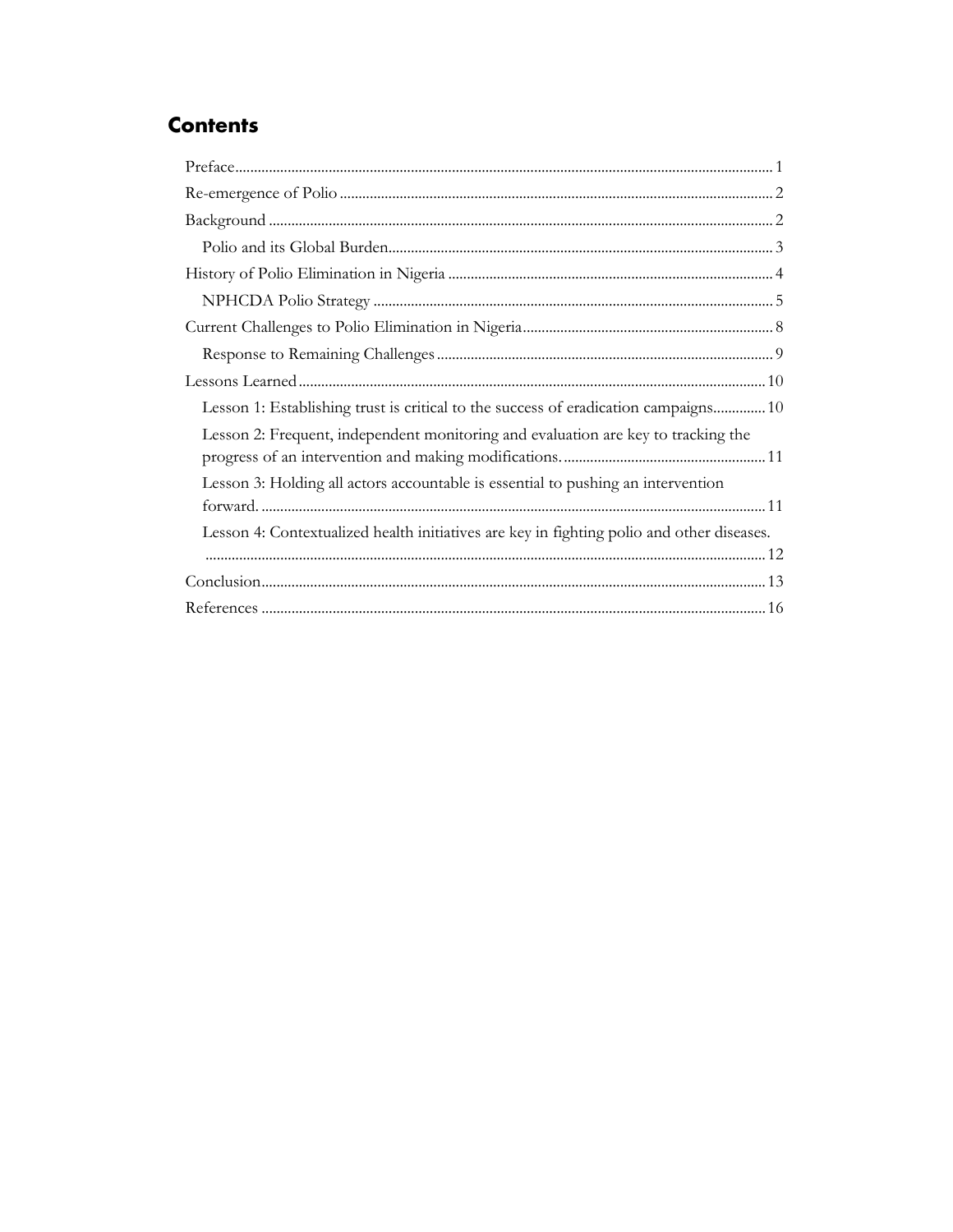## Contents

- Preface .......... 1
- Re-emergence of Polio .......... 2
- Background .......... 2
  - Polio and its Global Burden .......... 3
- History of Polio Elimination in Nigeria .......... 4
  - NPHCDA Polio Strategy .......... 5
- Current Challenges to Polio Elimination in Nigeria .......... 8
  - Response to Remaining Challenges .......... 9
- Lessons Learned .......... 10
  - Lesson 1: Establishing trust is critical to the success of eradication campaigns .......... 10
  - Lesson 2: Frequent, independent monitoring and evaluation are key to tracking the progress of an intervention and making modifications. .......... 11
  - Lesson 3: Holding all actors accountable is essential to pushing an intervention forward. .......... 11
  - Lesson 4: Contextualized health initiatives are key in fighting polio and other diseases. .......... 12
- Conclusion .......... 13
- References .......... 16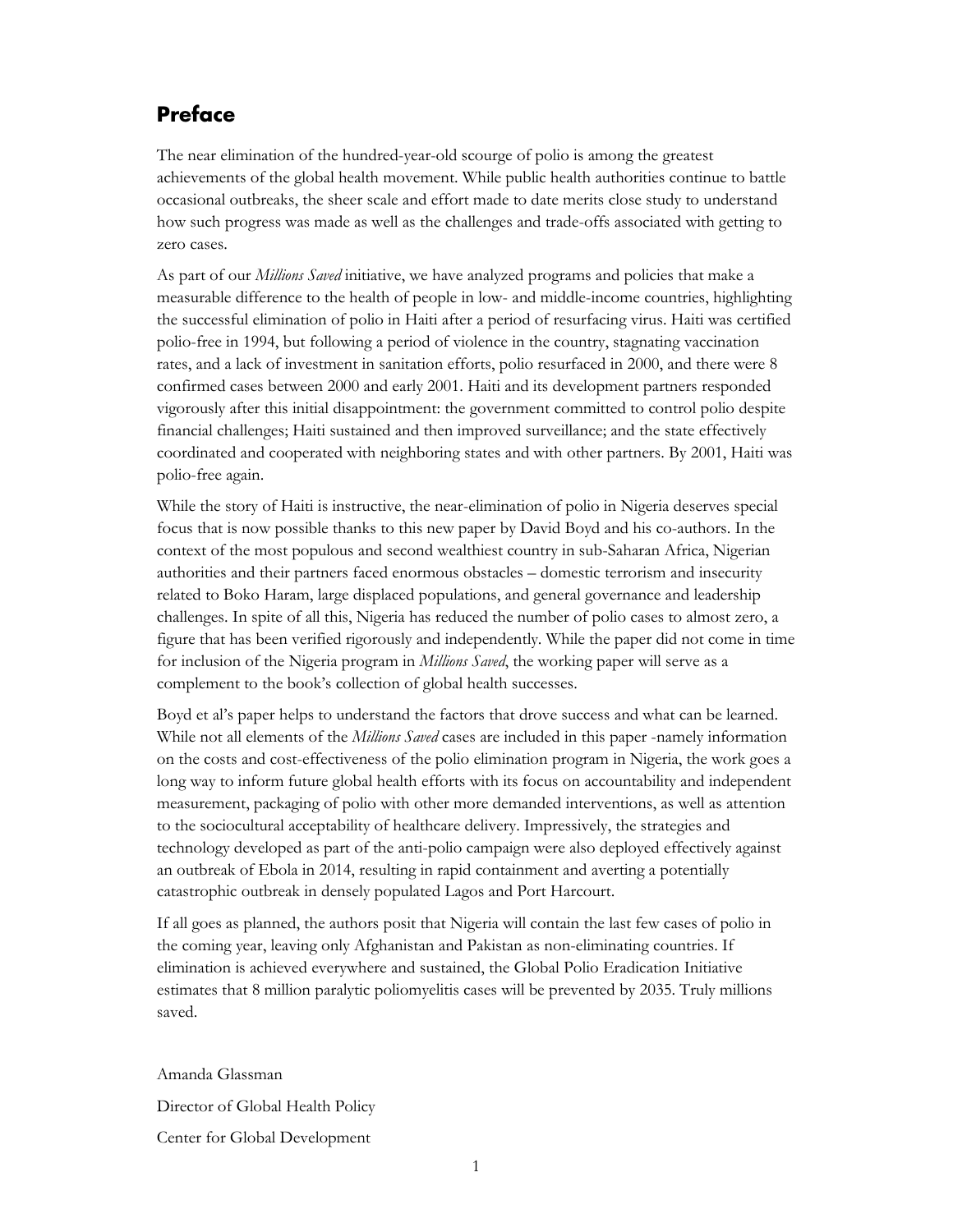## Preface

The near elimination of the hundred-year-old scourge of polio is among the greatest achievements of the global health movement. While public health authorities continue to battle occasional outbreaks, the sheer scale and effort made to date merits close study to understand how such progress was made as well as the challenges and trade-offs associated with getting to zero cases.

As part of our *Millions Saved* initiative, we have analyzed programs and policies that make a measurable difference to the health of people in low- and middle-income countries, highlighting the successful elimination of polio in Haiti after a period of resurfacing virus. Haiti was certified polio-free in 1994, but following a period of violence in the country, stagnating vaccination rates, and a lack of investment in sanitation efforts, polio resurfaced in 2000, and there were 8 confirmed cases between 2000 and early 2001. Haiti and its development partners responded vigorously after this initial disappointment: the government committed to control polio despite financial challenges; Haiti sustained and then improved surveillance; and the state effectively coordinated and cooperated with neighboring states and with other partners. By 2001, Haiti was polio-free again.

While the story of Haiti is instructive, the near-elimination of polio in Nigeria deserves special focus that is now possible thanks to this new paper by David Boyd and his co-authors. In the context of the most populous and second wealthiest country in sub-Saharan Africa, Nigerian authorities and their partners faced enormous obstacles – domestic terrorism and insecurity related to Boko Haram, large displaced populations, and general governance and leadership challenges. In spite of all this, Nigeria has reduced the number of polio cases to almost zero, a figure that has been verified rigorously and independently. While the paper did not come in time for inclusion of the Nigeria program in *Millions Saved*, the working paper will serve as a complement to the book's collection of global health successes.

Boyd et al's paper helps to understand the factors that drove success and what can be learned. While not all elements of the *Millions Saved* cases are included in this paper -namely information on the costs and cost-effectiveness of the polio elimination program in Nigeria, the work goes a long way to inform future global health efforts with its focus on accountability and independent measurement, packaging of polio with other more demanded interventions, as well as attention to the sociocultural acceptability of healthcare delivery. Impressively, the strategies and technology developed as part of the anti-polio campaign were also deployed effectively against an outbreak of Ebola in 2014, resulting in rapid containment and averting a potentially catastrophic outbreak in densely populated Lagos and Port Harcourt.

If all goes as planned, the authors posit that Nigeria will contain the last few cases of polio in the coming year, leaving only Afghanistan and Pakistan as non-eliminating countries. If elimination is achieved everywhere and sustained, the Global Polio Eradication Initiative estimates that 8 million paralytic poliomyelitis cases will be prevented by 2035. Truly millions saved.

Amanda Glassman

Director of Global Health Policy

Center for Global Development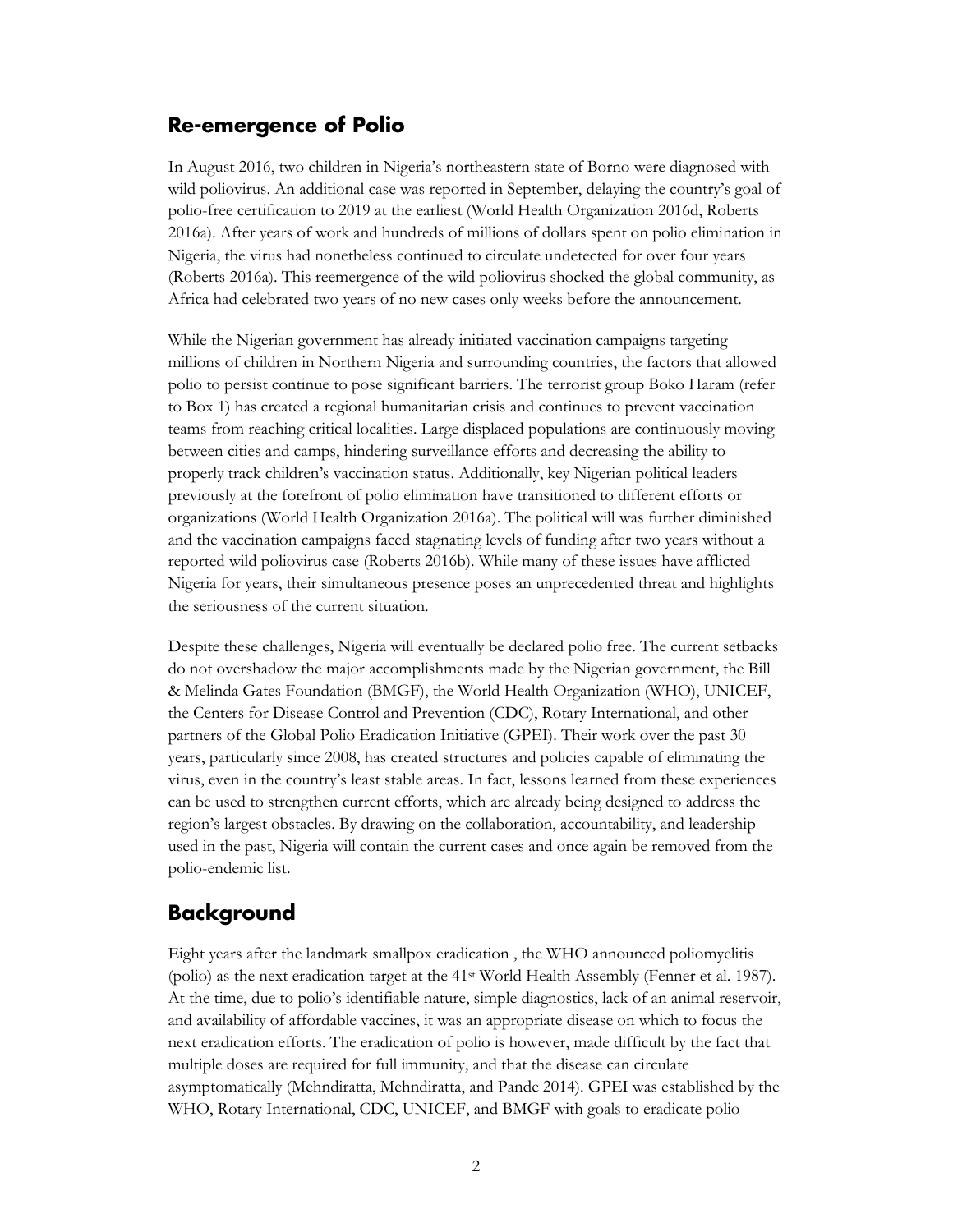## Re-emergence of Polio

In August 2016, two children in Nigeria's northeastern state of Borno were diagnosed with wild poliovirus. An additional case was reported in September, delaying the country's goal of polio-free certification to 2019 at the earliest (World Health Organization 2016d, Roberts 2016a). After years of work and hundreds of millions of dollars spent on polio elimination in Nigeria, the virus had nonetheless continued to circulate undetected for over four years (Roberts 2016a). This reemergence of the wild poliovirus shocked the global community, as Africa had celebrated two years of no new cases only weeks before the announcement.

While the Nigerian government has already initiated vaccination campaigns targeting millions of children in Northern Nigeria and surrounding countries, the factors that allowed polio to persist continue to pose significant barriers. The terrorist group Boko Haram (refer to Box 1) has created a regional humanitarian crisis and continues to prevent vaccination teams from reaching critical localities. Large displaced populations are continuously moving between cities and camps, hindering surveillance efforts and decreasing the ability to properly track children's vaccination status. Additionally, key Nigerian political leaders previously at the forefront of polio elimination have transitioned to different efforts or organizations (World Health Organization 2016a). The political will was further diminished and the vaccination campaigns faced stagnating levels of funding after two years without a reported wild poliovirus case (Roberts 2016b). While many of these issues have afflicted Nigeria for years, their simultaneous presence poses an unprecedented threat and highlights the seriousness of the current situation.

Despite these challenges, Nigeria will eventually be declared polio free. The current setbacks do not overshadow the major accomplishments made by the Nigerian government, the Bill & Melinda Gates Foundation (BMGF), the World Health Organization (WHO), UNICEF, the Centers for Disease Control and Prevention (CDC), Rotary International, and other partners of the Global Polio Eradication Initiative (GPEI). Their work over the past 30 years, particularly since 2008, has created structures and policies capable of eliminating the virus, even in the country's least stable areas. In fact, lessons learned from these experiences can be used to strengthen current efforts, which are already being designed to address the region's largest obstacles. By drawing on the collaboration, accountability, and leadership used in the past, Nigeria will contain the current cases and once again be removed from the polio-endemic list.

## Background

Eight years after the landmark smallpox eradication , the WHO announced poliomyelitis (polio) as the next eradication target at the 41st World Health Assembly (Fenner et al. 1987). At the time, due to polio's identifiable nature, simple diagnostics, lack of an animal reservoir, and availability of affordable vaccines, it was an appropriate disease on which to focus the next eradication efforts. The eradication of polio is however, made difficult by the fact that multiple doses are required for full immunity, and that the disease can circulate asymptomatically (Mehndiratta, Mehndiratta, and Pande 2014). GPEI was established by the WHO, Rotary International, CDC, UNICEF, and BMGF with goals to eradicate polio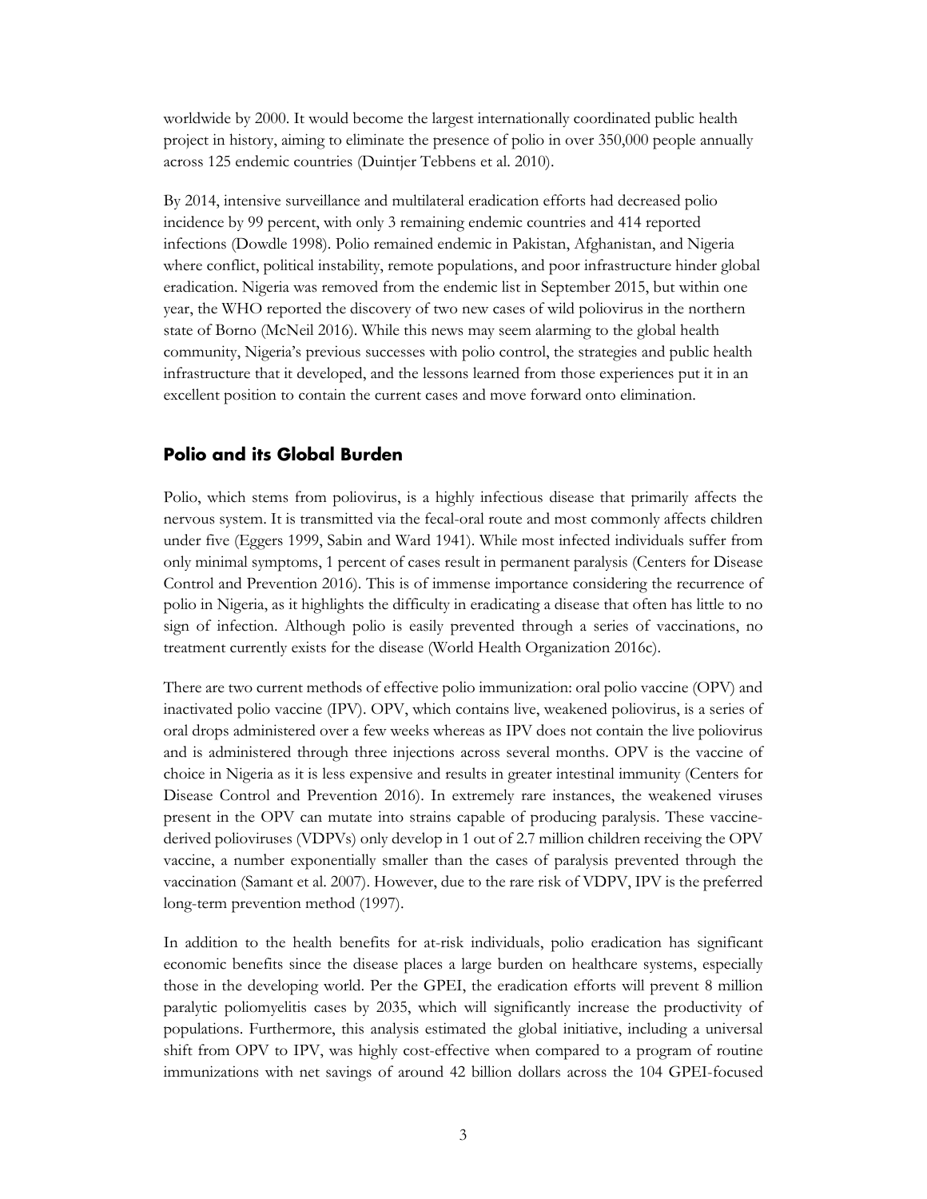worldwide by 2000. It would become the largest internationally coordinated public health project in history, aiming to eliminate the presence of polio in over 350,000 people annually across 125 endemic countries (Duintjer Tebbens et al. 2010).

By 2014, intensive surveillance and multilateral eradication efforts had decreased polio incidence by 99 percent, with only 3 remaining endemic countries and 414 reported infections (Dowdle 1998). Polio remained endemic in Pakistan, Afghanistan, and Nigeria where conflict, political instability, remote populations, and poor infrastructure hinder global eradication. Nigeria was removed from the endemic list in September 2015, but within one year, the WHO reported the discovery of two new cases of wild poliovirus in the northern state of Borno (McNeil 2016). While this news may seem alarming to the global health community, Nigeria's previous successes with polio control, the strategies and public health infrastructure that it developed, and the lessons learned from those experiences put it in an excellent position to contain the current cases and move forward onto elimination.

## Polio and its Global Burden

Polio, which stems from poliovirus, is a highly infectious disease that primarily affects the nervous system. It is transmitted via the fecal-oral route and most commonly affects children under five (Eggers 1999, Sabin and Ward 1941). While most infected individuals suffer from only minimal symptoms, 1 percent of cases result in permanent paralysis (Centers for Disease Control and Prevention 2016). This is of immense importance considering the recurrence of polio in Nigeria, as it highlights the difficulty in eradicating a disease that often has little to no sign of infection. Although polio is easily prevented through a series of vaccinations, no treatment currently exists for the disease (World Health Organization 2016c).

There are two current methods of effective polio immunization: oral polio vaccine (OPV) and inactivated polio vaccine (IPV). OPV, which contains live, weakened poliovirus, is a series of oral drops administered over a few weeks whereas as IPV does not contain the live poliovirus and is administered through three injections across several months. OPV is the vaccine of choice in Nigeria as it is less expensive and results in greater intestinal immunity (Centers for Disease Control and Prevention 2016). In extremely rare instances, the weakened viruses present in the OPV can mutate into strains capable of producing paralysis. These vaccine-derived polioviruses (VDPVs) only develop in 1 out of 2.7 million children receiving the OPV vaccine, a number exponentially smaller than the cases of paralysis prevented through the vaccination (Samant et al. 2007). However, due to the rare risk of VDPV, IPV is the preferred long-term prevention method (1997).

In addition to the health benefits for at-risk individuals, polio eradication has significant economic benefits since the disease places a large burden on healthcare systems, especially those in the developing world. Per the GPEI, the eradication efforts will prevent 8 million paralytic poliomyelitis cases by 2035, which will significantly increase the productivity of populations. Furthermore, this analysis estimated the global initiative, including a universal shift from OPV to IPV, was highly cost-effective when compared to a program of routine immunizations with net savings of around 42 billion dollars across the 104 GPEI-focused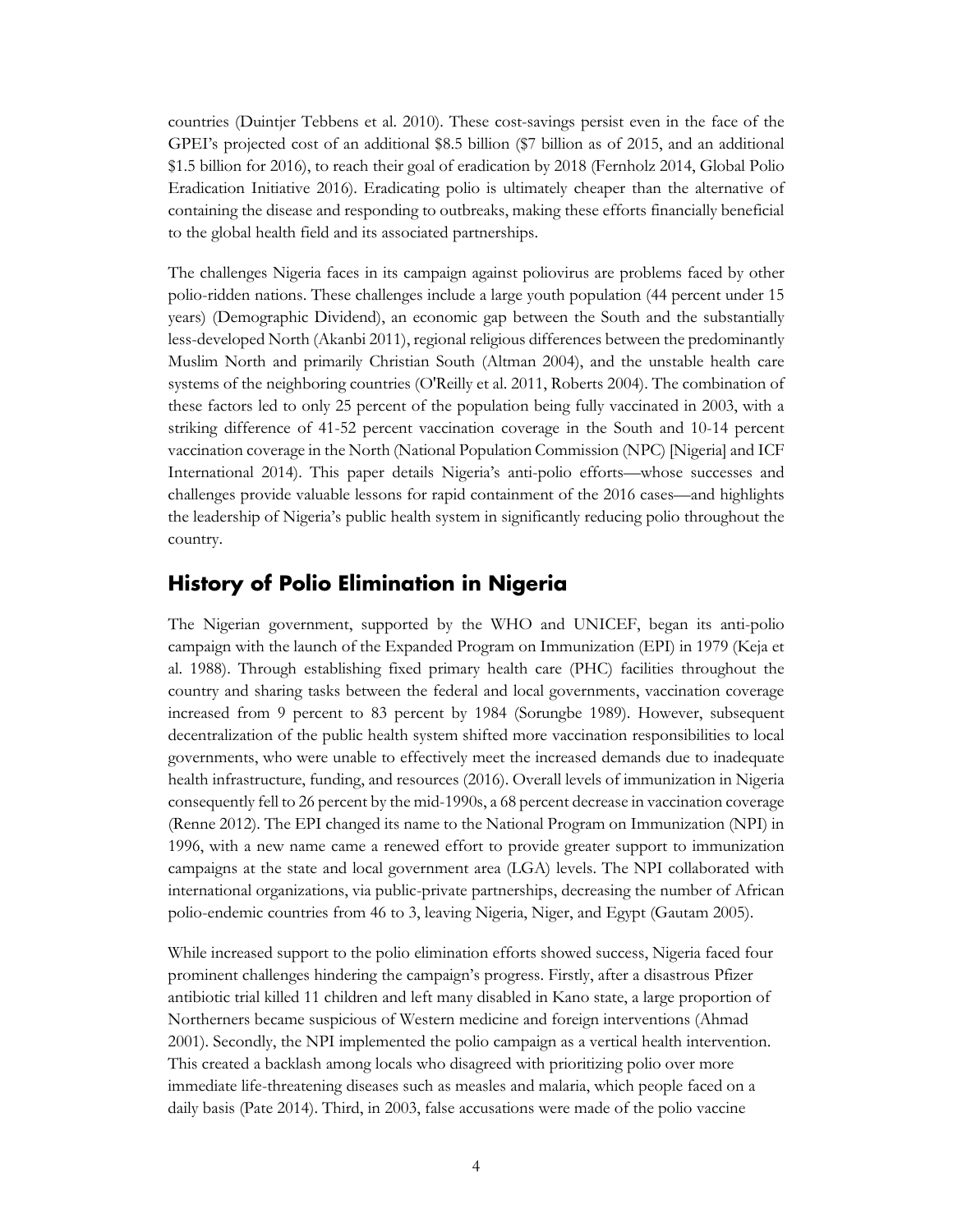countries (Duintjer Tebbens et al. 2010). These cost-savings persist even in the face of the GPEI's projected cost of an additional \$8.5 billion (\$7 billion as of 2015, and an additional \$1.5 billion for 2016), to reach their goal of eradication by 2018 (Fernholz 2014, Global Polio Eradication Initiative 2016). Eradicating polio is ultimately cheaper than the alternative of containing the disease and responding to outbreaks, making these efforts financially beneficial to the global health field and its associated partnerships.

The challenges Nigeria faces in its campaign against poliovirus are problems faced by other polio-ridden nations. These challenges include a large youth population (44 percent under 15 years) (Demographic Dividend), an economic gap between the South and the substantially less-developed North (Akanbi 2011), regional religious differences between the predominantly Muslim North and primarily Christian South (Altman 2004), and the unstable health care systems of the neighboring countries (O'Reilly et al. 2011, Roberts 2004). The combination of these factors led to only 25 percent of the population being fully vaccinated in 2003, with a striking difference of 41-52 percent vaccination coverage in the South and 10-14 percent vaccination coverage in the North (National Population Commission (NPC) [Nigeria] and ICF International 2014). This paper details Nigeria's anti-polio efforts—whose successes and challenges provide valuable lessons for rapid containment of the 2016 cases—and highlights the leadership of Nigeria's public health system in significantly reducing polio throughout the country.

## History of Polio Elimination in Nigeria

The Nigerian government, supported by the WHO and UNICEF, began its anti-polio campaign with the launch of the Expanded Program on Immunization (EPI) in 1979 (Keja et al. 1988). Through establishing fixed primary health care (PHC) facilities throughout the country and sharing tasks between the federal and local governments, vaccination coverage increased from 9 percent to 83 percent by 1984 (Sorungbe 1989). However, subsequent decentralization of the public health system shifted more vaccination responsibilities to local governments, who were unable to effectively meet the increased demands due to inadequate health infrastructure, funding, and resources (2016). Overall levels of immunization in Nigeria consequently fell to 26 percent by the mid-1990s, a 68 percent decrease in vaccination coverage (Renne 2012). The EPI changed its name to the National Program on Immunization (NPI) in 1996, with a new name came a renewed effort to provide greater support to immunization campaigns at the state and local government area (LGA) levels. The NPI collaborated with international organizations, via public-private partnerships, decreasing the number of African polio-endemic countries from 46 to 3, leaving Nigeria, Niger, and Egypt (Gautam 2005).

While increased support to the polio elimination efforts showed success, Nigeria faced four prominent challenges hindering the campaign's progress. Firstly, after a disastrous Pfizer antibiotic trial killed 11 children and left many disabled in Kano state, a large proportion of Northerners became suspicious of Western medicine and foreign interventions (Ahmad 2001). Secondly, the NPI implemented the polio campaign as a vertical health intervention. This created a backlash among locals who disagreed with prioritizing polio over more immediate life-threatening diseases such as measles and malaria, which people faced on a daily basis (Pate 2014). Third, in 2003, false accusations were made of the polio vaccine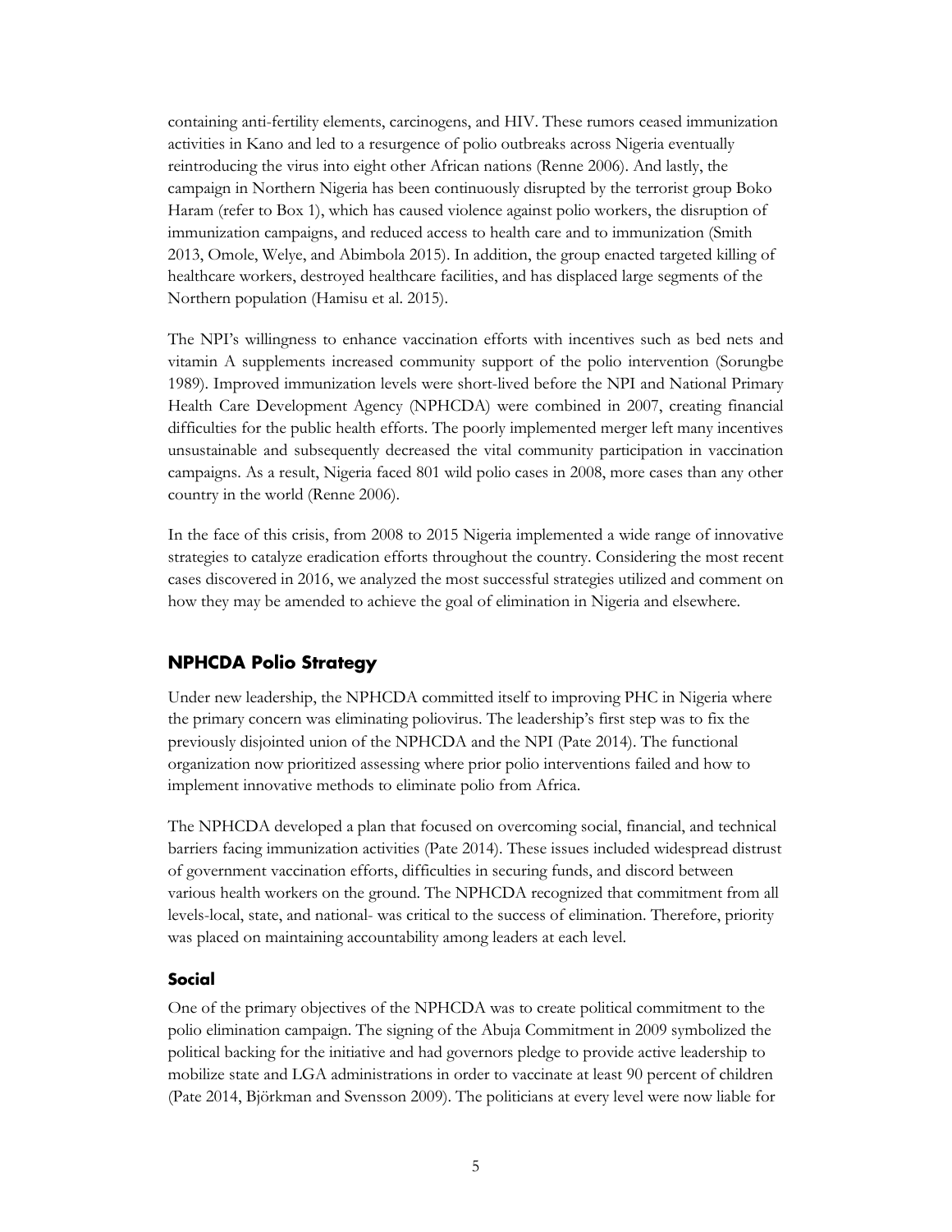containing anti-fertility elements, carcinogens, and HIV. These rumors ceased immunization activities in Kano and led to a resurgence of polio outbreaks across Nigeria eventually reintroducing the virus into eight other African nations (Renne 2006). And lastly, the campaign in Northern Nigeria has been continuously disrupted by the terrorist group Boko Haram (refer to Box 1), which has caused violence against polio workers, the disruption of immunization campaigns, and reduced access to health care and to immunization (Smith 2013, Omole, Welye, and Abimbola 2015). In addition, the group enacted targeted killing of healthcare workers, destroyed healthcare facilities, and has displaced large segments of the Northern population (Hamisu et al. 2015).

The NPI's willingness to enhance vaccination efforts with incentives such as bed nets and vitamin A supplements increased community support of the polio intervention (Sorungbe 1989). Improved immunization levels were short-lived before the NPI and National Primary Health Care Development Agency (NPHCDA) were combined in 2007, creating financial difficulties for the public health efforts. The poorly implemented merger left many incentives unsustainable and subsequently decreased the vital community participation in vaccination campaigns. As a result, Nigeria faced 801 wild polio cases in 2008, more cases than any other country in the world (Renne 2006).

In the face of this crisis, from 2008 to 2015 Nigeria implemented a wide range of innovative strategies to catalyze eradication efforts throughout the country. Considering the most recent cases discovered in 2016, we analyzed the most successful strategies utilized and comment on how they may be amended to achieve the goal of elimination in Nigeria and elsewhere.

## NPHCDA Polio Strategy

Under new leadership, the NPHCDA committed itself to improving PHC in Nigeria where the primary concern was eliminating poliovirus. The leadership's first step was to fix the previously disjointed union of the NPHCDA and the NPI (Pate 2014). The functional organization now prioritized assessing where prior polio interventions failed and how to implement innovative methods to eliminate polio from Africa.

The NPHCDA developed a plan that focused on overcoming social, financial, and technical barriers facing immunization activities (Pate 2014). These issues included widespread distrust of government vaccination efforts, difficulties in securing funds, and discord between various health workers on the ground. The NPHCDA recognized that commitment from all levels-local, state, and national- was critical to the success of elimination. Therefore, priority was placed on maintaining accountability among leaders at each level.

### Social

One of the primary objectives of the NPHCDA was to create political commitment to the polio elimination campaign. The signing of the Abuja Commitment in 2009 symbolized the political backing for the initiative and had governors pledge to provide active leadership to mobilize state and LGA administrations in order to vaccinate at least 90 percent of children (Pate 2014, Björkman and Svensson 2009). The politicians at every level were now liable for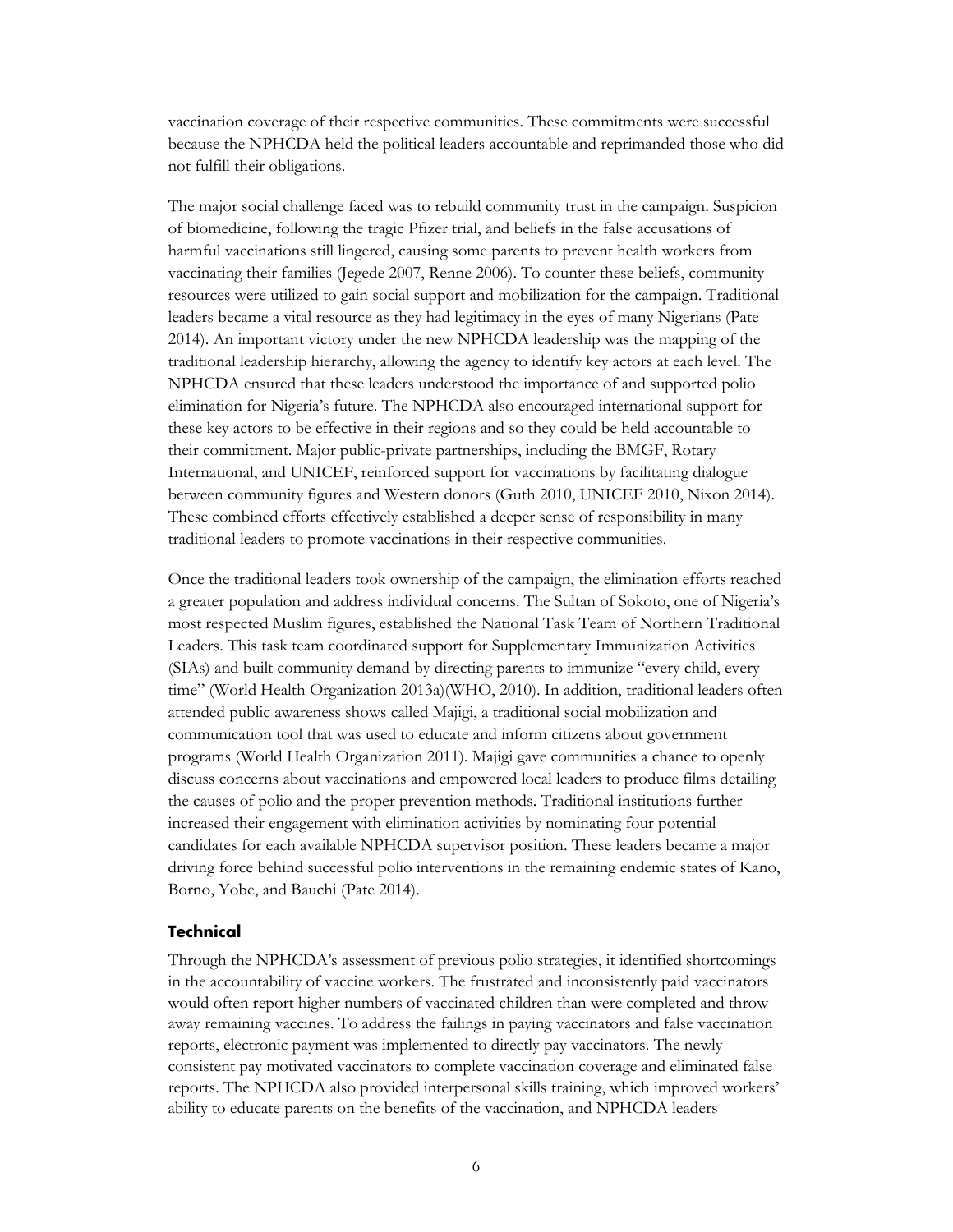vaccination coverage of their respective communities. These commitments were successful because the NPHCDA held the political leaders accountable and reprimanded those who did not fulfill their obligations.

The major social challenge faced was to rebuild community trust in the campaign. Suspicion of biomedicine, following the tragic Pfizer trial, and beliefs in the false accusations of harmful vaccinations still lingered, causing some parents to prevent health workers from vaccinating their families (Jegede 2007, Renne 2006). To counter these beliefs, community resources were utilized to gain social support and mobilization for the campaign. Traditional leaders became a vital resource as they had legitimacy in the eyes of many Nigerians (Pate 2014). An important victory under the new NPHCDA leadership was the mapping of the traditional leadership hierarchy, allowing the agency to identify key actors at each level. The NPHCDA ensured that these leaders understood the importance of and supported polio elimination for Nigeria's future. The NPHCDA also encouraged international support for these key actors to be effective in their regions and so they could be held accountable to their commitment. Major public-private partnerships, including the BMGF, Rotary International, and UNICEF, reinforced support for vaccinations by facilitating dialogue between community figures and Western donors (Guth 2010, UNICEF 2010, Nixon 2014). These combined efforts effectively established a deeper sense of responsibility in many traditional leaders to promote vaccinations in their respective communities.

Once the traditional leaders took ownership of the campaign, the elimination efforts reached a greater population and address individual concerns. The Sultan of Sokoto, one of Nigeria's most respected Muslim figures, established the National Task Team of Northern Traditional Leaders. This task team coordinated support for Supplementary Immunization Activities (SIAs) and built community demand by directing parents to immunize "every child, every time" (World Health Organization 2013a)(WHO, 2010). In addition, traditional leaders often attended public awareness shows called Majigi, a traditional social mobilization and communication tool that was used to educate and inform citizens about government programs (World Health Organization 2011). Majigi gave communities a chance to openly discuss concerns about vaccinations and empowered local leaders to produce films detailing the causes of polio and the proper prevention methods. Traditional institutions further increased their engagement with elimination activities by nominating four potential candidates for each available NPHCDA supervisor position. These leaders became a major driving force behind successful polio interventions in the remaining endemic states of Kano, Borno, Yobe, and Bauchi (Pate 2014).

### Technical

Through the NPHCDA's assessment of previous polio strategies, it identified shortcomings in the accountability of vaccine workers. The frustrated and inconsistently paid vaccinators would often report higher numbers of vaccinated children than were completed and throw away remaining vaccines. To address the failings in paying vaccinators and false vaccination reports, electronic payment was implemented to directly pay vaccinators. The newly consistent pay motivated vaccinators to complete vaccination coverage and eliminated false reports. The NPHCDA also provided interpersonal skills training, which improved workers' ability to educate parents on the benefits of the vaccination, and NPHCDA leaders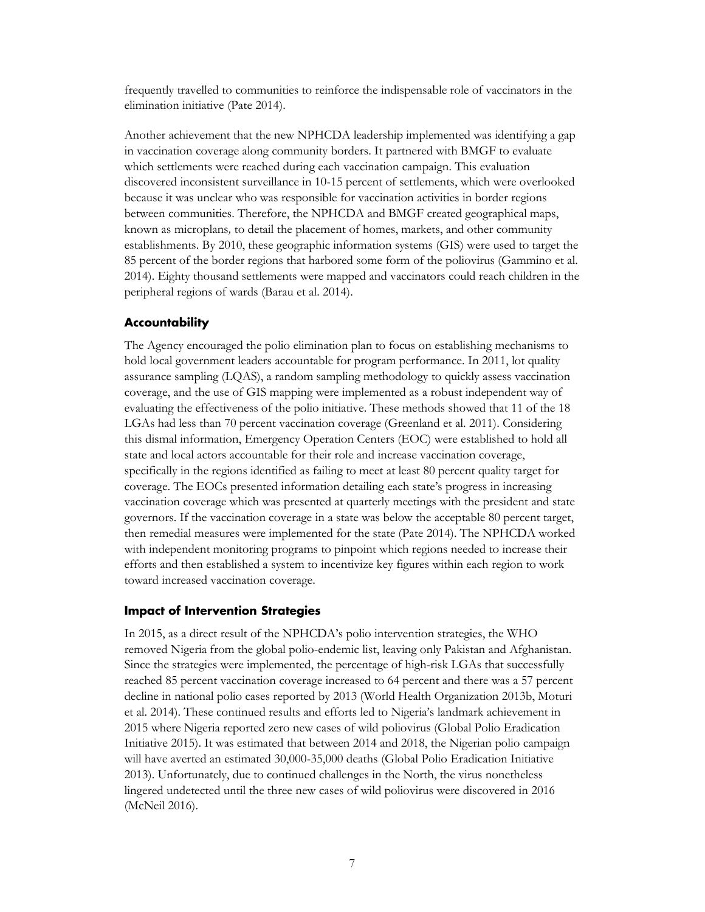frequently travelled to communities to reinforce the indispensable role of vaccinators in the elimination initiative (Pate 2014).

Another achievement that the new NPHCDA leadership implemented was identifying a gap in vaccination coverage along community borders. It partnered with BMGF to evaluate which settlements were reached during each vaccination campaign. This evaluation discovered inconsistent surveillance in 10-15 percent of settlements, which were overlooked because it was unclear who was responsible for vaccination activities in border regions between communities. Therefore, the NPHCDA and BMGF created geographical maps, known as *microplans*, to detail the placement of homes, markets, and other community establishments. By 2010, these geographic information systems (GIS) were used to target the 85 percent of the border regions that harbored some form of the poliovirus (Gammino et al. 2014). Eighty thousand settlements were mapped and vaccinators could reach children in the peripheral regions of wards (Barau et al. 2014).

### Accountability

The Agency encouraged the polio elimination plan to focus on establishing mechanisms to hold local government leaders accountable for program performance. In 2011, lot quality assurance sampling (LQAS), a random sampling methodology to quickly assess vaccination coverage, and the use of GIS mapping were implemented as a robust independent way of evaluating the effectiveness of the polio initiative. These methods showed that 11 of the 18 LGAs had less than 70 percent vaccination coverage (Greenland et al. 2011). Considering this dismal information, Emergency Operation Centers (EOC) were established to hold all state and local actors accountable for their role and increase vaccination coverage, specifically in the regions identified as failing to meet at least 80 percent quality target for coverage. The EOCs presented information detailing each state's progress in increasing vaccination coverage which was presented at quarterly meetings with the president and state governors. If the vaccination coverage in a state was below the acceptable 80 percent target, then remedial measures were implemented for the state (Pate 2014). The NPHCDA worked with independent monitoring programs to pinpoint which regions needed to increase their efforts and then established a system to incentivize key figures within each region to work toward increased vaccination coverage.

### Impact of Intervention Strategies

In 2015, as a direct result of the NPHCDA's polio intervention strategies, the WHO removed Nigeria from the global polio-endemic list, leaving only Pakistan and Afghanistan. Since the strategies were implemented, the percentage of high-risk LGAs that successfully reached 85 percent vaccination coverage increased to 64 percent and there was a 57 percent decline in national polio cases reported by 2013 (World Health Organization 2013b, Moturi et al. 2014). These continued results and efforts led to Nigeria's landmark achievement in 2015 where Nigeria reported zero new cases of wild poliovirus (Global Polio Eradication Initiative 2015). It was estimated that between 2014 and 2018, the Nigerian polio campaign will have averted an estimated 30,000-35,000 deaths (Global Polio Eradication Initiative 2013). Unfortunately, due to continued challenges in the North, the virus nonetheless lingered undetected until the three new cases of wild poliovirus were discovered in 2016 (McNeil 2016).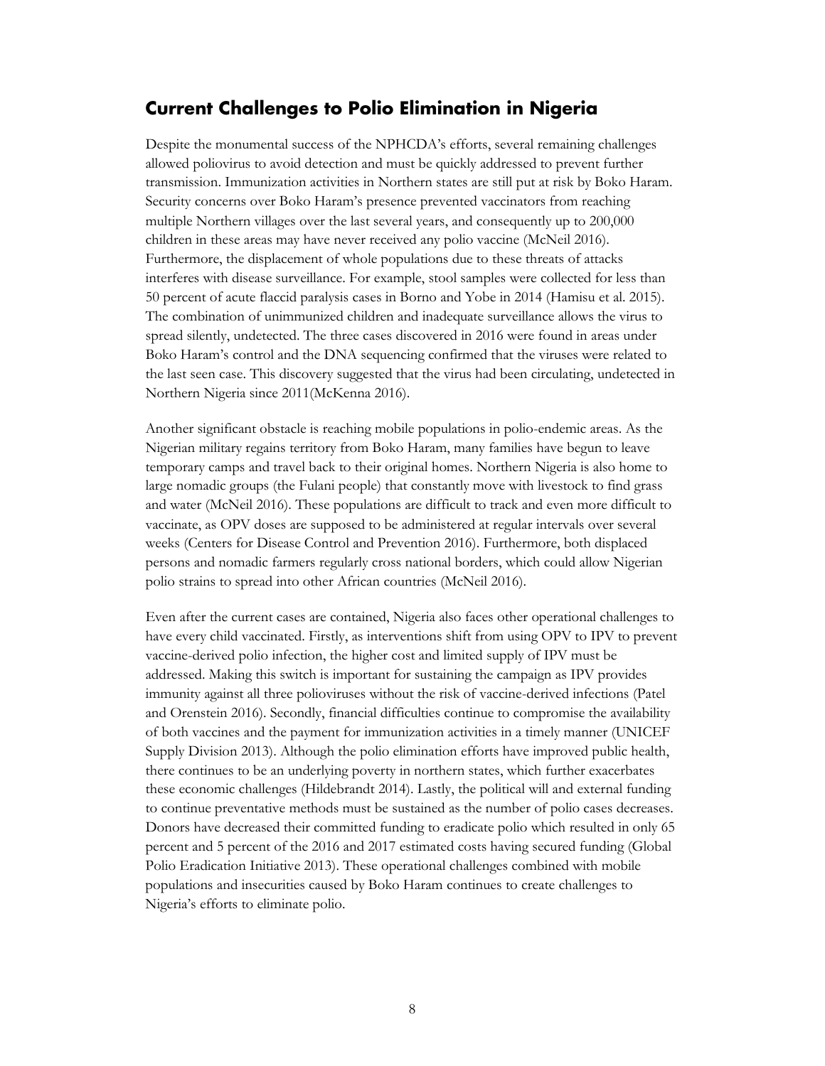## Current Challenges to Polio Elimination in Nigeria

Despite the monumental success of the NPHCDA's efforts, several remaining challenges allowed poliovirus to avoid detection and must be quickly addressed to prevent further transmission. Immunization activities in Northern states are still put at risk by Boko Haram. Security concerns over Boko Haram's presence prevented vaccinators from reaching multiple Northern villages over the last several years, and consequently up to 200,000 children in these areas may have never received any polio vaccine (McNeil 2016). Furthermore, the displacement of whole populations due to these threats of attacks interferes with disease surveillance. For example, stool samples were collected for less than 50 percent of acute flaccid paralysis cases in Borno and Yobe in 2014 (Hamisu et al. 2015). The combination of unimmunized children and inadequate surveillance allows the virus to spread silently, undetected. The three cases discovered in 2016 were found in areas under Boko Haram's control and the DNA sequencing confirmed that the viruses were related to the last seen case. This discovery suggested that the virus had been circulating, undetected in Northern Nigeria since 2011(McKenna 2016).

Another significant obstacle is reaching mobile populations in polio-endemic areas. As the Nigerian military regains territory from Boko Haram, many families have begun to leave temporary camps and travel back to their original homes. Northern Nigeria is also home to large nomadic groups (the Fulani people) that constantly move with livestock to find grass and water (McNeil 2016). These populations are difficult to track and even more difficult to vaccinate, as OPV doses are supposed to be administered at regular intervals over several weeks (Centers for Disease Control and Prevention 2016). Furthermore, both displaced persons and nomadic farmers regularly cross national borders, which could allow Nigerian polio strains to spread into other African countries (McNeil 2016).

Even after the current cases are contained, Nigeria also faces other operational challenges to have every child vaccinated. Firstly, as interventions shift from using OPV to IPV to prevent vaccine-derived polio infection, the higher cost and limited supply of IPV must be addressed. Making this switch is important for sustaining the campaign as IPV provides immunity against all three polioviruses without the risk of vaccine-derived infections (Patel and Orenstein 2016). Secondly, financial difficulties continue to compromise the availability of both vaccines and the payment for immunization activities in a timely manner (UNICEF Supply Division 2013). Although the polio elimination efforts have improved public health, there continues to be an underlying poverty in northern states, which further exacerbates these economic challenges (Hildebrandt 2014). Lastly, the political will and external funding to continue preventative methods must be sustained as the number of polio cases decreases. Donors have decreased their committed funding to eradicate polio which resulted in only 65 percent and 5 percent of the 2016 and 2017 estimated costs having secured funding (Global Polio Eradication Initiative 2013). These operational challenges combined with mobile populations and insecurities caused by Boko Haram continues to create challenges to Nigeria's efforts to eliminate polio.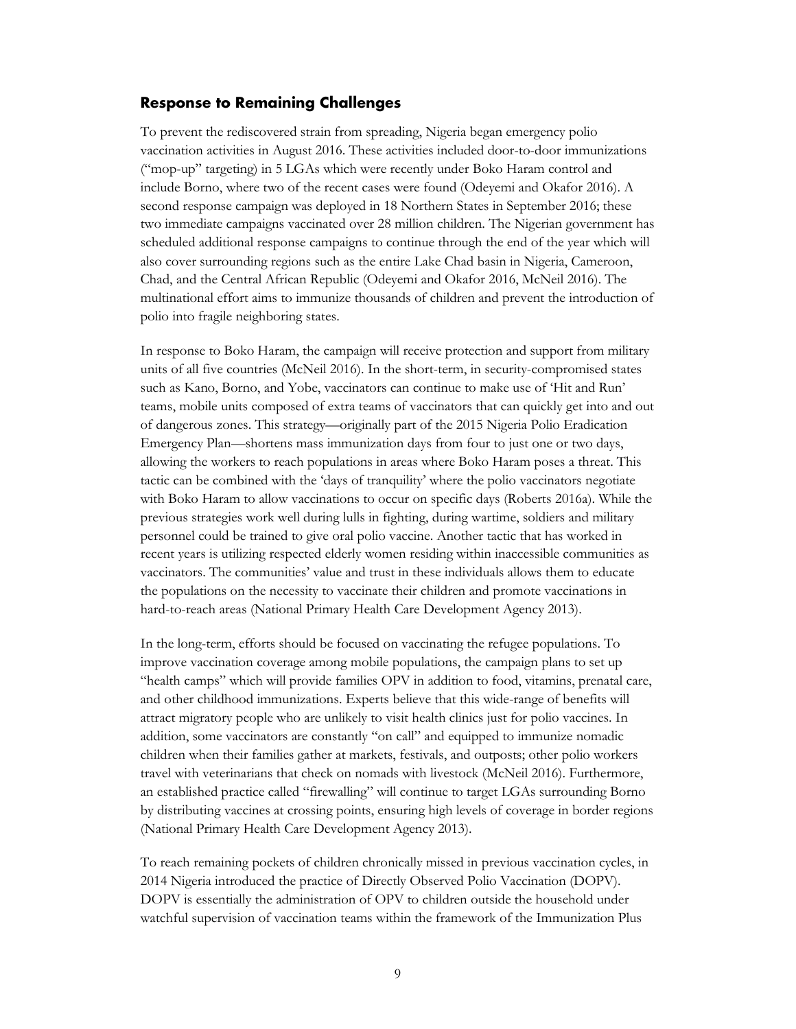## Response to Remaining Challenges

To prevent the rediscovered strain from spreading, Nigeria began emergency polio vaccination activities in August 2016. These activities included door-to-door immunizations ("mop-up" targeting) in 5 LGAs which were recently under Boko Haram control and include Borno, where two of the recent cases were found (Odeyemi and Okafor 2016). A second response campaign was deployed in 18 Northern States in September 2016; these two immediate campaigns vaccinated over 28 million children. The Nigerian government has scheduled additional response campaigns to continue through the end of the year which will also cover surrounding regions such as the entire Lake Chad basin in Nigeria, Cameroon, Chad, and the Central African Republic (Odeyemi and Okafor 2016, McNeil 2016). The multinational effort aims to immunize thousands of children and prevent the introduction of polio into fragile neighboring states.

In response to Boko Haram, the campaign will receive protection and support from military units of all five countries (McNeil 2016). In the short-term, in security-compromised states such as Kano, Borno, and Yobe, vaccinators can continue to make use of 'Hit and Run' teams, mobile units composed of extra teams of vaccinators that can quickly get into and out of dangerous zones. This strategy—originally part of the 2015 Nigeria Polio Eradication Emergency Plan—shortens mass immunization days from four to just one or two days, allowing the workers to reach populations in areas where Boko Haram poses a threat. This tactic can be combined with the 'days of tranquility' where the polio vaccinators negotiate with Boko Haram to allow vaccinations to occur on specific days (Roberts 2016a). While the previous strategies work well during lulls in fighting, during wartime, soldiers and military personnel could be trained to give oral polio vaccine. Another tactic that has worked in recent years is utilizing respected elderly women residing within inaccessible communities as vaccinators. The communities' value and trust in these individuals allows them to educate the populations on the necessity to vaccinate their children and promote vaccinations in hard-to-reach areas (National Primary Health Care Development Agency 2013).

In the long-term, efforts should be focused on vaccinating the refugee populations. To improve vaccination coverage among mobile populations, the campaign plans to set up "health camps" which will provide families OPV in addition to food, vitamins, prenatal care, and other childhood immunizations. Experts believe that this wide-range of benefits will attract migratory people who are unlikely to visit health clinics just for polio vaccines. In addition, some vaccinators are constantly "on call" and equipped to immunize nomadic children when their families gather at markets, festivals, and outposts; other polio workers travel with veterinarians that check on nomads with livestock (McNeil 2016). Furthermore, an established practice called "firewalling" will continue to target LGAs surrounding Borno by distributing vaccines at crossing points, ensuring high levels of coverage in border regions (National Primary Health Care Development Agency 2013).

To reach remaining pockets of children chronically missed in previous vaccination cycles, in 2014 Nigeria introduced the practice of Directly Observed Polio Vaccination (DOPV). DOPV is essentially the administration of OPV to children outside the household under watchful supervision of vaccination teams within the framework of the Immunization Plus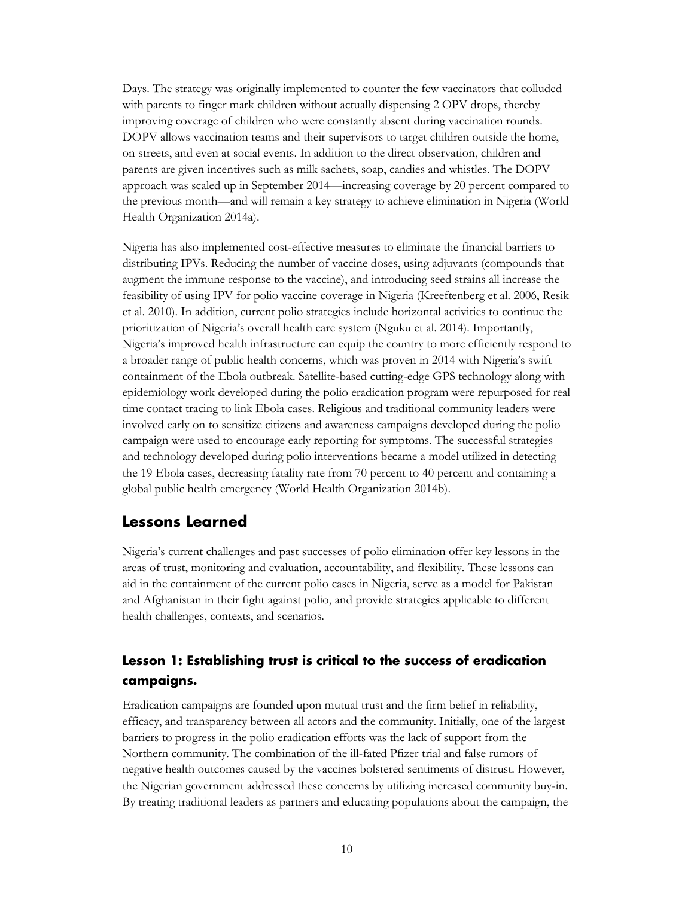Days. The strategy was originally implemented to counter the few vaccinators that colluded with parents to finger mark children without actually dispensing 2 OPV drops, thereby improving coverage of children who were constantly absent during vaccination rounds. DOPV allows vaccination teams and their supervisors to target children outside the home, on streets, and even at social events. In addition to the direct observation, children and parents are given incentives such as milk sachets, soap, candies and whistles. The DOPV approach was scaled up in September 2014—increasing coverage by 20 percent compared to the previous month—and will remain a key strategy to achieve elimination in Nigeria (World Health Organization 2014a).

Nigeria has also implemented cost-effective measures to eliminate the financial barriers to distributing IPVs. Reducing the number of vaccine doses, using adjuvants (compounds that augment the immune response to the vaccine), and introducing seed strains all increase the feasibility of using IPV for polio vaccine coverage in Nigeria (Kreeftenberg et al. 2006, Resik et al. 2010). In addition, current polio strategies include horizontal activities to continue the prioritization of Nigeria's overall health care system (Nguku et al. 2014). Importantly, Nigeria's improved health infrastructure can equip the country to more efficiently respond to a broader range of public health concerns, which was proven in 2014 with Nigeria's swift containment of the Ebola outbreak. Satellite-based cutting-edge GPS technology along with epidemiology work developed during the polio eradication program were repurposed for real time contact tracing to link Ebola cases. Religious and traditional community leaders were involved early on to sensitize citizens and awareness campaigns developed during the polio campaign were used to encourage early reporting for symptoms. The successful strategies and technology developed during polio interventions became a model utilized in detecting the 19 Ebola cases, decreasing fatality rate from 70 percent to 40 percent and containing a global public health emergency (World Health Organization 2014b).

## Lessons Learned

Nigeria's current challenges and past successes of polio elimination offer key lessons in the areas of trust, monitoring and evaluation, accountability, and flexibility. These lessons can aid in the containment of the current polio cases in Nigeria, serve as a model for Pakistan and Afghanistan in their fight against polio, and provide strategies applicable to different health challenges, contexts, and scenarios.

### Lesson 1: Establishing trust is critical to the success of eradication campaigns.

Eradication campaigns are founded upon mutual trust and the firm belief in reliability, efficacy, and transparency between all actors and the community. Initially, one of the largest barriers to progress in the polio eradication efforts was the lack of support from the Northern community. The combination of the ill-fated Pfizer trial and false rumors of negative health outcomes caused by the vaccines bolstered sentiments of distrust. However, the Nigerian government addressed these concerns by utilizing increased community buy-in. By treating traditional leaders as partners and educating populations about the campaign, the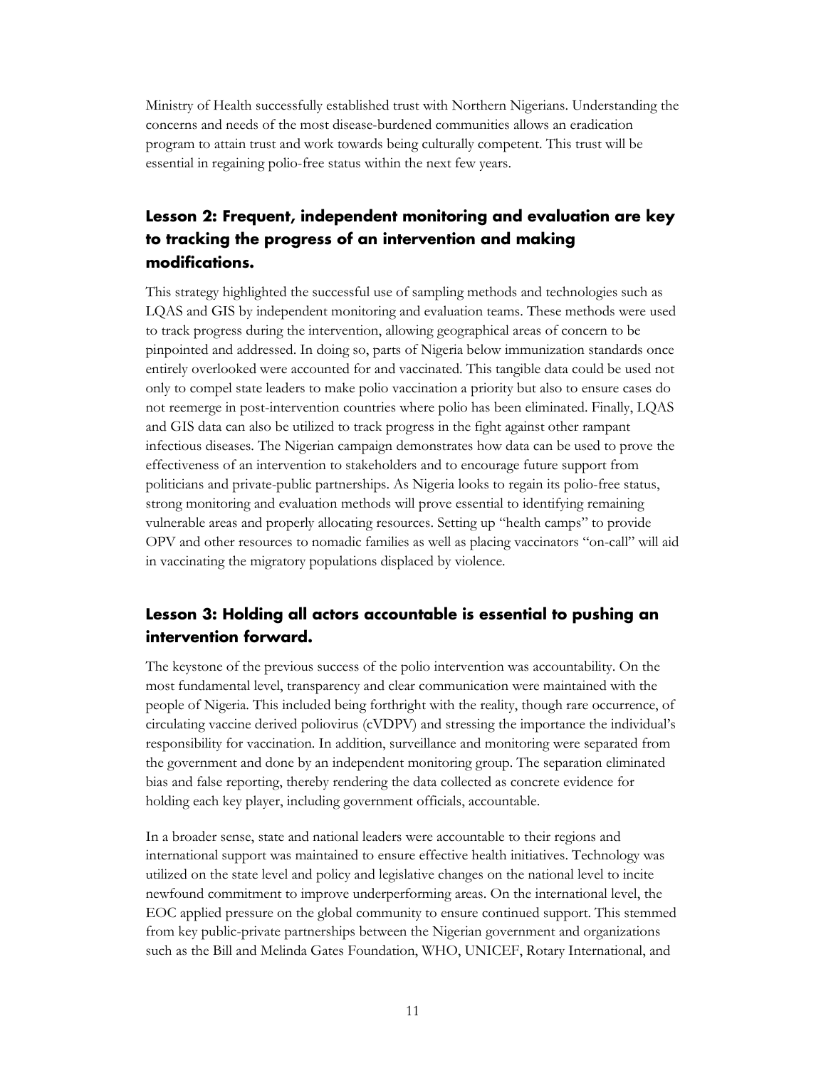Ministry of Health successfully established trust with Northern Nigerians. Understanding the concerns and needs of the most disease-burdened communities allows an eradication program to attain trust and work towards being culturally competent. This trust will be essential in regaining polio-free status within the next few years.

### Lesson 2: Frequent, independent monitoring and evaluation are key to tracking the progress of an intervention and making modifications.

This strategy highlighted the successful use of sampling methods and technologies such as LQAS and GIS by independent monitoring and evaluation teams. These methods were used to track progress during the intervention, allowing geographical areas of concern to be pinpointed and addressed. In doing so, parts of Nigeria below immunization standards once entirely overlooked were accounted for and vaccinated. This tangible data could be used not only to compel state leaders to make polio vaccination a priority but also to ensure cases do not reemerge in post-intervention countries where polio has been eliminated. Finally, LQAS and GIS data can also be utilized to track progress in the fight against other rampant infectious diseases. The Nigerian campaign demonstrates how data can be used to prove the effectiveness of an intervention to stakeholders and to encourage future support from politicians and private-public partnerships. As Nigeria looks to regain its polio-free status, strong monitoring and evaluation methods will prove essential to identifying remaining vulnerable areas and properly allocating resources. Setting up "health camps" to provide OPV and other resources to nomadic families as well as placing vaccinators "on-call" will aid in vaccinating the migratory populations displaced by violence.

### Lesson 3: Holding all actors accountable is essential to pushing an intervention forward.

The keystone of the previous success of the polio intervention was accountability. On the most fundamental level, transparency and clear communication were maintained with the people of Nigeria. This included being forthright with the reality, though rare occurrence, of circulating vaccine derived poliovirus (cVDPV) and stressing the importance the individual's responsibility for vaccination. In addition, surveillance and monitoring were separated from the government and done by an independent monitoring group. The separation eliminated bias and false reporting, thereby rendering the data collected as concrete evidence for holding each key player, including government officials, accountable.

In a broader sense, state and national leaders were accountable to their regions and international support was maintained to ensure effective health initiatives. Technology was utilized on the state level and policy and legislative changes on the national level to incite newfound commitment to improve underperforming areas. On the international level, the EOC applied pressure on the global community to ensure continued support. This stemmed from key public-private partnerships between the Nigerian government and organizations such as the Bill and Melinda Gates Foundation, WHO, UNICEF, Rotary International, and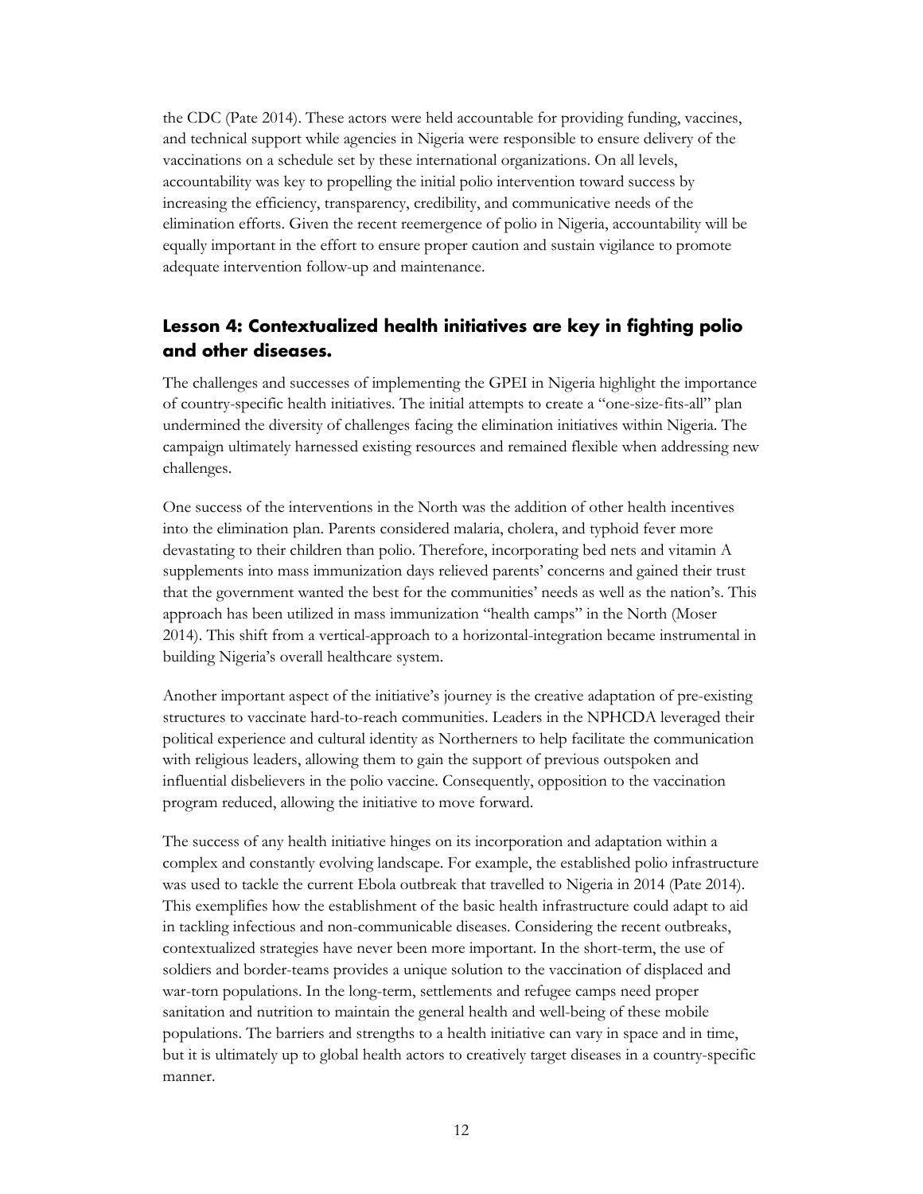the CDC (Pate 2014). These actors were held accountable for providing funding, vaccines, and technical support while agencies in Nigeria were responsible to ensure delivery of the vaccinations on a schedule set by these international organizations. On all levels, accountability was key to propelling the initial polio intervention toward success by increasing the efficiency, transparency, credibility, and communicative needs of the elimination efforts. Given the recent reemergence of polio in Nigeria, accountability will be equally important in the effort to ensure proper caution and sustain vigilance to promote adequate intervention follow-up and maintenance.

## Lesson 4: Contextualized health initiatives are key in fighting polio and other diseases.

The challenges and successes of implementing the GPEI in Nigeria highlight the importance of country-specific health initiatives. The initial attempts to create a "one-size-fits-all" plan undermined the diversity of challenges facing the elimination initiatives within Nigeria. The campaign ultimately harnessed existing resources and remained flexible when addressing new challenges.

One success of the interventions in the North was the addition of other health incentives into the elimination plan. Parents considered malaria, cholera, and typhoid fever more devastating to their children than polio. Therefore, incorporating bed nets and vitamin A supplements into mass immunization days relieved parents' concerns and gained their trust that the government wanted the best for the communities' needs as well as the nation's. This approach has been utilized in mass immunization "health camps" in the North (Moser 2014). This shift from a vertical-approach to a horizontal-integration became instrumental in building Nigeria's overall healthcare system.

Another important aspect of the initiative's journey is the creative adaptation of pre-existing structures to vaccinate hard-to-reach communities. Leaders in the NPHCDA leveraged their political experience and cultural identity as Northerners to help facilitate the communication with religious leaders, allowing them to gain the support of previous outspoken and influential disbelievers in the polio vaccine. Consequently, opposition to the vaccination program reduced, allowing the initiative to move forward.

The success of any health initiative hinges on its incorporation and adaptation within a complex and constantly evolving landscape. For example, the established polio infrastructure was used to tackle the current Ebola outbreak that travelled to Nigeria in 2014 (Pate 2014). This exemplifies how the establishment of the basic health infrastructure could adapt to aid in tackling infectious and non-communicable diseases. Considering the recent outbreaks, contextualized strategies have never been more important. In the short-term, the use of soldiers and border-teams provides a unique solution to the vaccination of displaced and war-torn populations. In the long-term, settlements and refugee camps need proper sanitation and nutrition to maintain the general health and well-being of these mobile populations. The barriers and strengths to a health initiative can vary in space and in time, but it is ultimately up to global health actors to creatively target diseases in a country-specific manner.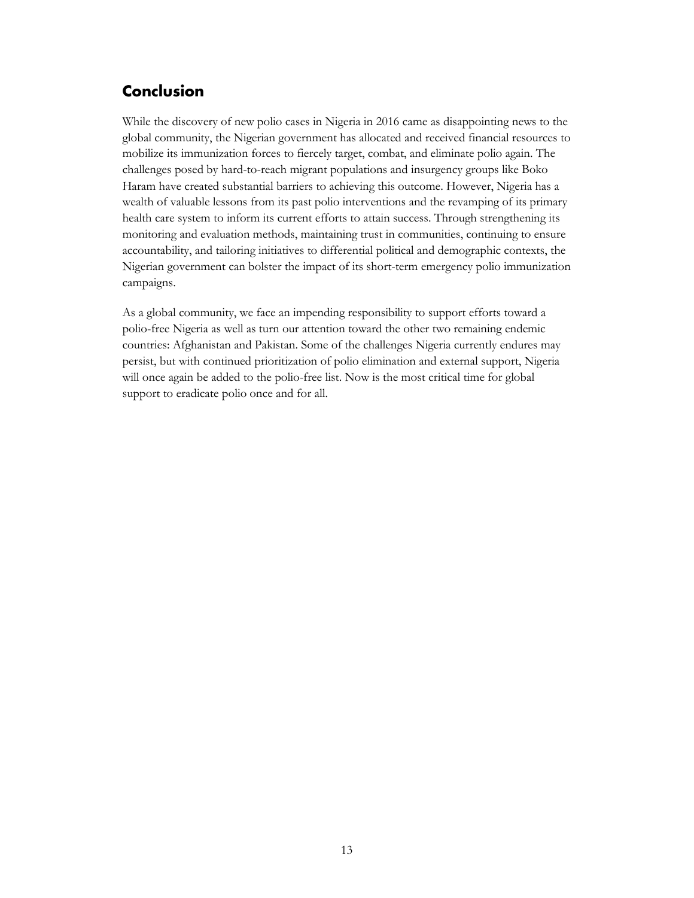## Conclusion

While the discovery of new polio cases in Nigeria in 2016 came as disappointing news to the global community, the Nigerian government has allocated and received financial resources to mobilize its immunization forces to fiercely target, combat, and eliminate polio again. The challenges posed by hard-to-reach migrant populations and insurgency groups like Boko Haram have created substantial barriers to achieving this outcome. However, Nigeria has a wealth of valuable lessons from its past polio interventions and the revamping of its primary health care system to inform its current efforts to attain success. Through strengthening its monitoring and evaluation methods, maintaining trust in communities, continuing to ensure accountability, and tailoring initiatives to differential political and demographic contexts, the Nigerian government can bolster the impact of its short-term emergency polio immunization campaigns.

As a global community, we face an impending responsibility to support efforts toward a polio-free Nigeria as well as turn our attention toward the other two remaining endemic countries: Afghanistan and Pakistan. Some of the challenges Nigeria currently endures may persist, but with continued prioritization of polio elimination and external support, Nigeria will once again be added to the polio-free list. Now is the most critical time for global support to eradicate polio once and for all.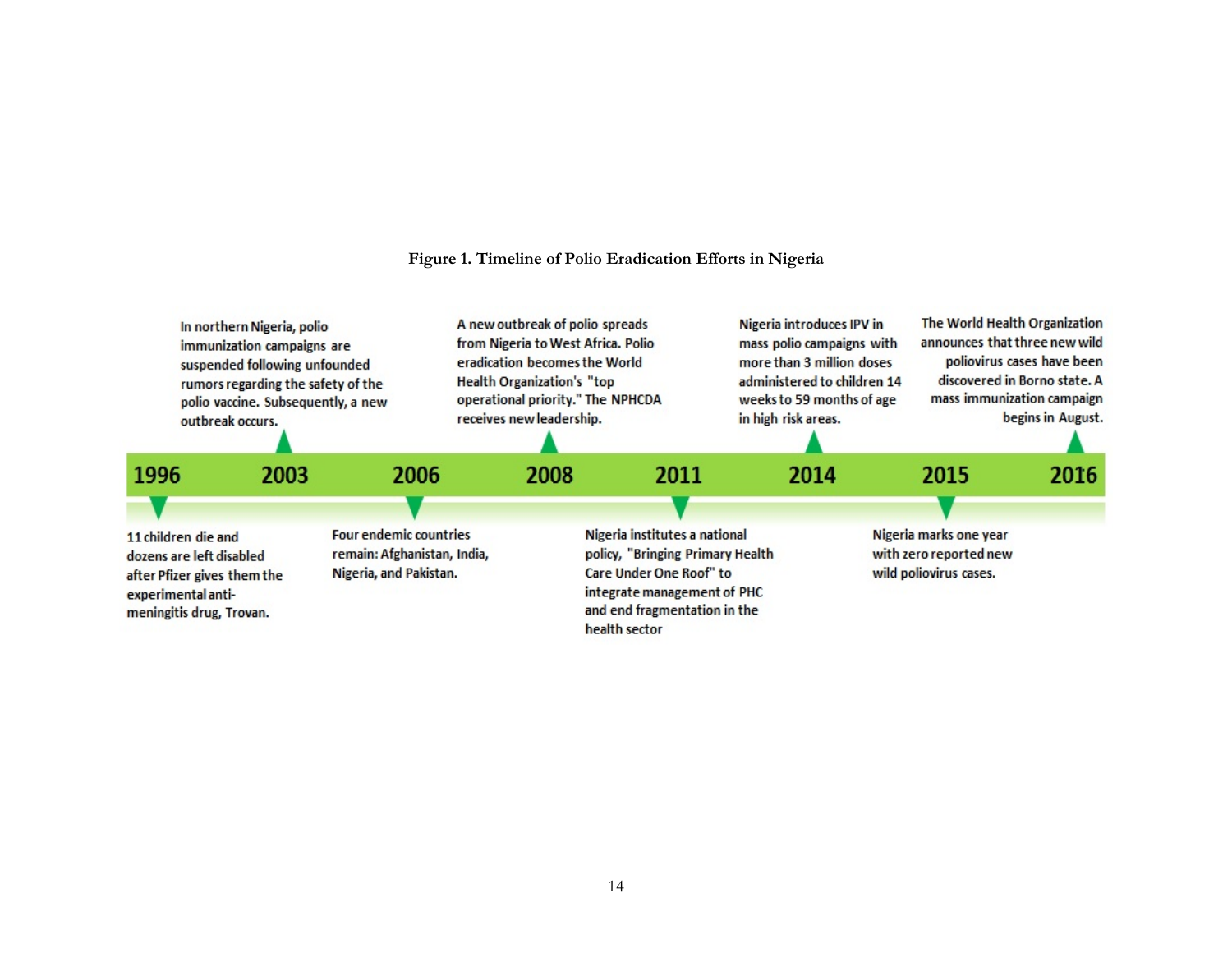**Figure 1. Timeline of Polio Eradication Efforts in Nigeria**

**1996**: 11 children die and dozens are left disabled after Pfizer gives them the experimental anti-meningitis drug, Trovan.

**2003**: In northern Nigeria, polio immunization campaigns are suspended following unfounded rumors regarding the safety of the polio vaccine. Subsequently, a new outbreak occurs.

**2006**: Four endemic countries remain: Afghanistan, India, Nigeria, and Pakistan.

**2008**: A new outbreak of polio spreads from Nigeria to West Africa. Polio eradication becomes the World Health Organization's "top operational priority." The NPHCDA receives new leadership.

**2011**: Nigeria institutes a national policy, "Bringing Primary Health Care Under One Roof" to integrate management of PHC and end fragmentation in the health sector

**2014**: Nigeria introduces IPV in mass polio campaigns with more than 3 million doses administered to children 14 weeks to 59 months of age in high risk areas.

**2015**: Nigeria marks one year with zero reported new wild poliovirus cases.

**2016**: The World Health Organization announces that three new wild poliovirus cases have been discovered in Borno state. A mass immunization campaign begins in August.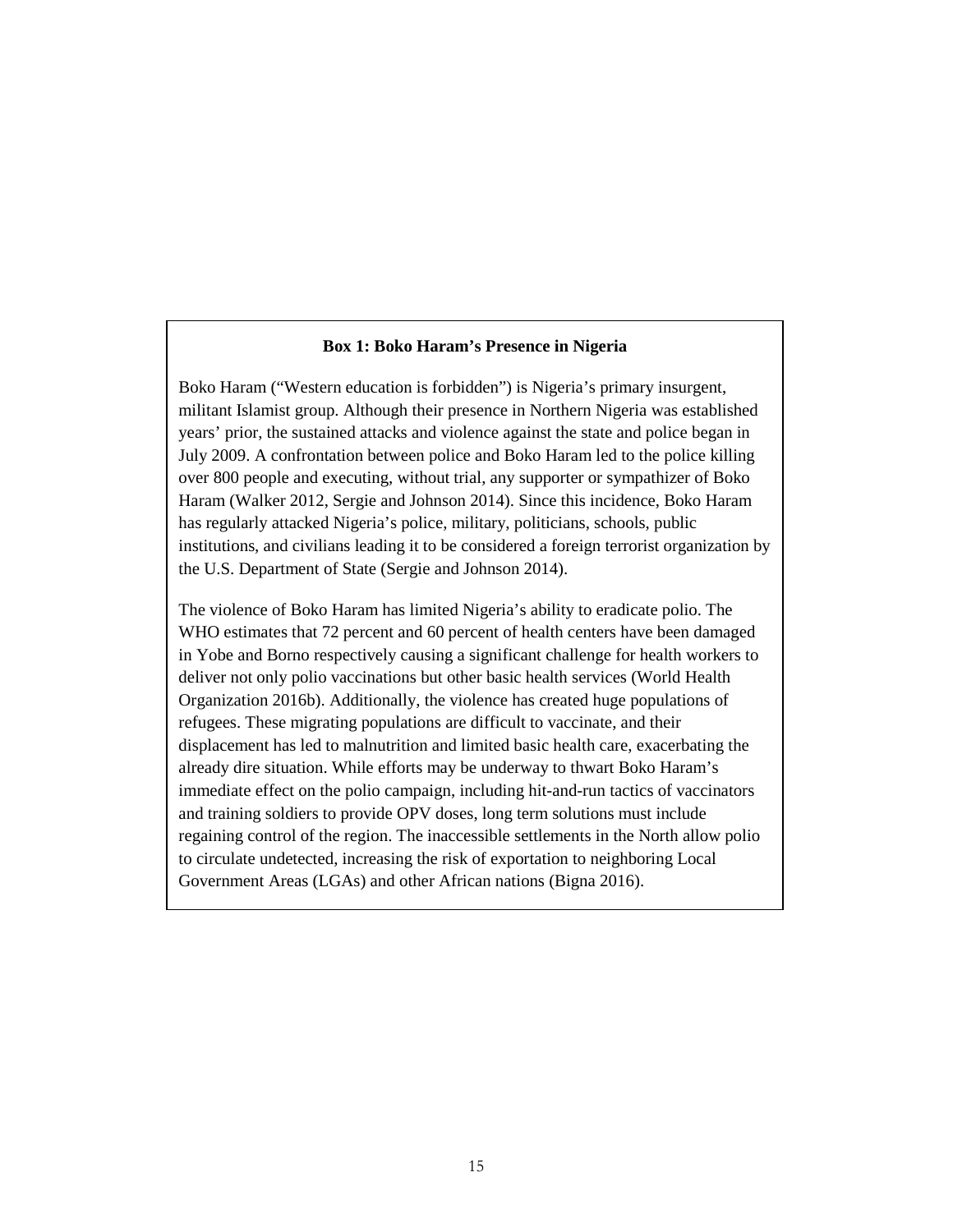**Box 1: Boko Haram's Presence in Nigeria**

Boko Haram ("Western education is forbidden") is Nigeria's primary insurgent, militant Islamist group. Although their presence in Northern Nigeria was established years' prior, the sustained attacks and violence against the state and police began in July 2009. A confrontation between police and Boko Haram led to the police killing over 800 people and executing, without trial, any supporter or sympathizer of Boko Haram (Walker 2012, Sergie and Johnson 2014). Since this incidence, Boko Haram has regularly attacked Nigeria's police, military, politicians, schools, public institutions, and civilians leading it to be considered a foreign terrorist organization by the U.S. Department of State (Sergie and Johnson 2014).

The violence of Boko Haram has limited Nigeria's ability to eradicate polio. The WHO estimates that 72 percent and 60 percent of health centers have been damaged in Yobe and Borno respectively causing a significant challenge for health workers to deliver not only polio vaccinations but other basic health services (World Health Organization 2016b). Additionally, the violence has created huge populations of refugees. These migrating populations are difficult to vaccinate, and their displacement has led to malnutrition and limited basic health care, exacerbating the already dire situation. While efforts may be underway to thwart Boko Haram's immediate effect on the polio campaign, including hit-and-run tactics of vaccinators and training soldiers to provide OPV doses, long term solutions must include regaining control of the region. The inaccessible settlements in the North allow polio to circulate undetected, increasing the risk of exportation to neighboring Local Government Areas (LGAs) and other African nations (Bigna 2016).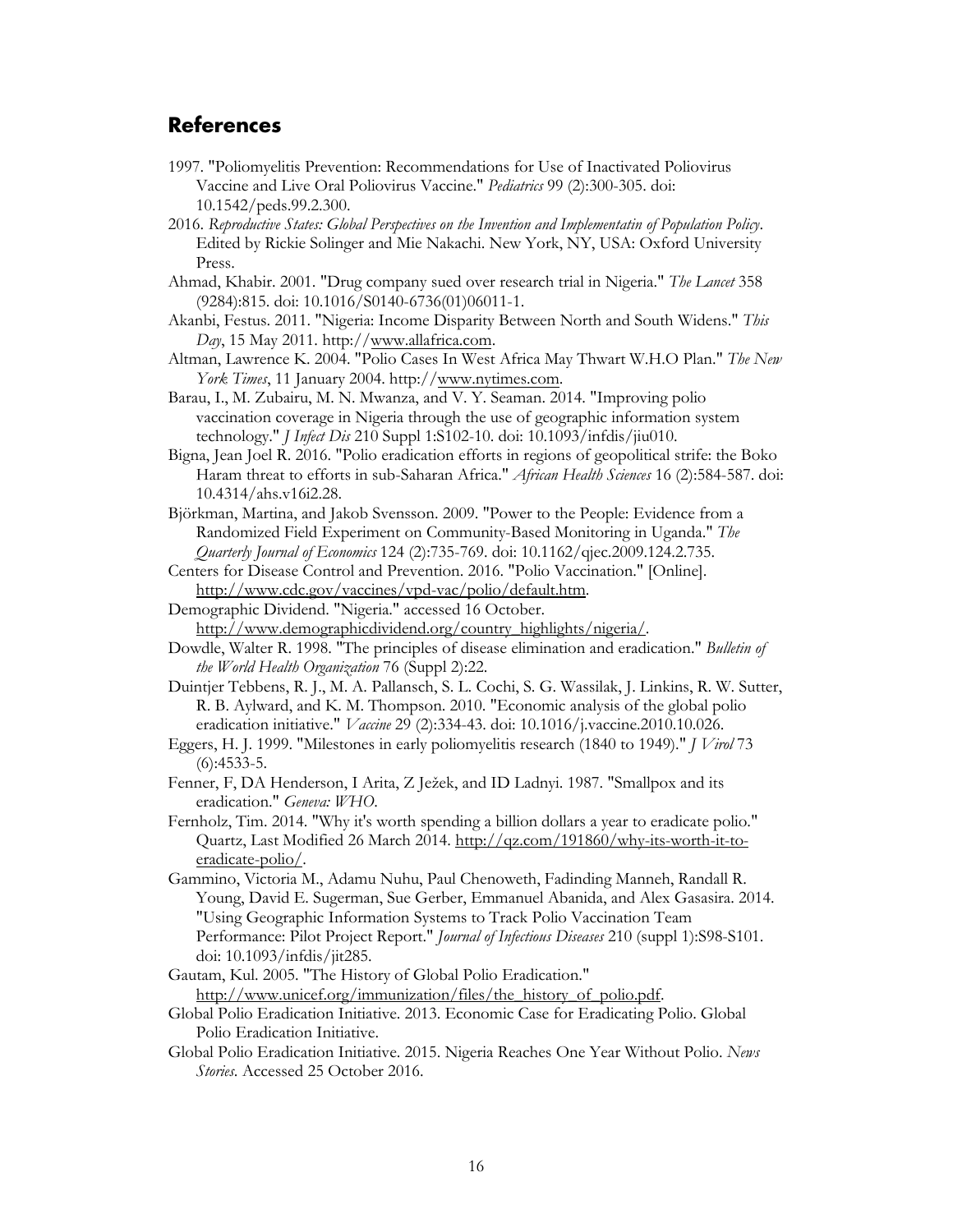## References

1997. "Poliomyelitis Prevention: Recommendations for Use of Inactivated Poliovirus Vaccine and Live Oral Poliovirus Vaccine." *Pediatrics* 99 (2):300-305. doi: 10.1542/peds.99.2.300.

2016. *Reproductive States: Global Perspectives on the Invention and Implementatin of Population Policy*. Edited by Rickie Solinger and Mie Nakachi. New York, NY, USA: Oxford University Press.

Ahmad, Khabir. 2001. "Drug company sued over research trial in Nigeria." *The Lancet* 358 (9284):815. doi: 10.1016/S0140-6736(01)06011-1.

Akanbi, Festus. 2011. "Nigeria: Income Disparity Between North and South Widens." *This Day*, 15 May 2011. http://www.allafrica.com.

Altman, Lawrence K. 2004. "Polio Cases In West Africa May Thwart W.H.O Plan." *The New York Times*, 11 January 2004. http://www.nytimes.com.

Barau, I., M. Zubairu, M. N. Mwanza, and V. Y. Seaman. 2014. "Improving polio vaccination coverage in Nigeria through the use of geographic information system technology." *J Infect Dis* 210 Suppl 1:S102-10. doi: 10.1093/infdis/jiu010.

Bigna, Jean Joel R. 2016. "Polio eradication efforts in regions of geopolitical strife: the Boko Haram threat to efforts in sub-Saharan Africa." *African Health Sciences* 16 (2):584-587. doi: 10.4314/ahs.v16i2.28.

Björkman, Martina, and Jakob Svensson. 2009. "Power to the People: Evidence from a Randomized Field Experiment on Community-Based Monitoring in Uganda." *The Quarterly Journal of Economics* 124 (2):735-769. doi: 10.1162/qjec.2009.124.2.735.

Centers for Disease Control and Prevention. 2016. "Polio Vaccination." [Online]. http://www.cdc.gov/vaccines/vpd-vac/polio/default.htm.

Demographic Dividend. "Nigeria." accessed 16 October. http://www.demographicdividend.org/country_highlights/nigeria/.

Dowdle, Walter R. 1998. "The principles of disease elimination and eradication." *Bulletin of the World Health Organization* 76 (Suppl 2):22.

Duintjer Tebbens, R. J., M. A. Pallansch, S. L. Cochi, S. G. Wassilak, J. Linkins, R. W. Sutter, R. B. Aylward, and K. M. Thompson. 2010. "Economic analysis of the global polio eradication initiative." *Vaccine* 29 (2):334-43. doi: 10.1016/j.vaccine.2010.10.026.

Eggers, H. J. 1999. "Milestones in early poliomyelitis research (1840 to 1949)." *J Virol* 73 (6):4533-5.

Fenner, F, DA Henderson, I Arita, Z Ježek, and ID Ladnyi. 1987. "Smallpox and its eradication." *Geneva: WHO*.

Fernholz, Tim. 2014. "Why it's worth spending a billion dollars a year to eradicate polio." Quartz, Last Modified 26 March 2014. http://qz.com/191860/why-its-worth-it-to-eradicate-polio/.

Gammino, Victoria M., Adamu Nuhu, Paul Chenoweth, Fadinding Manneh, Randall R. Young, David E. Sugerman, Sue Gerber, Emmanuel Abanida, and Alex Gasasira. 2014. "Using Geographic Information Systems to Track Polio Vaccination Team Performance: Pilot Project Report." *Journal of Infectious Diseases* 210 (suppl 1):S98-S101. doi: 10.1093/infdis/jit285.

Gautam, Kul. 2005. "The History of Global Polio Eradication." http://www.unicef.org/immunization/files/the_history_of_polio.pdf.

Global Polio Eradication Initiative. 2013. Economic Case for Eradicating Polio. Global Polio Eradication Initiative.

Global Polio Eradication Initiative. 2015. Nigeria Reaches One Year Without Polio. *News Stories*. Accessed 25 October 2016.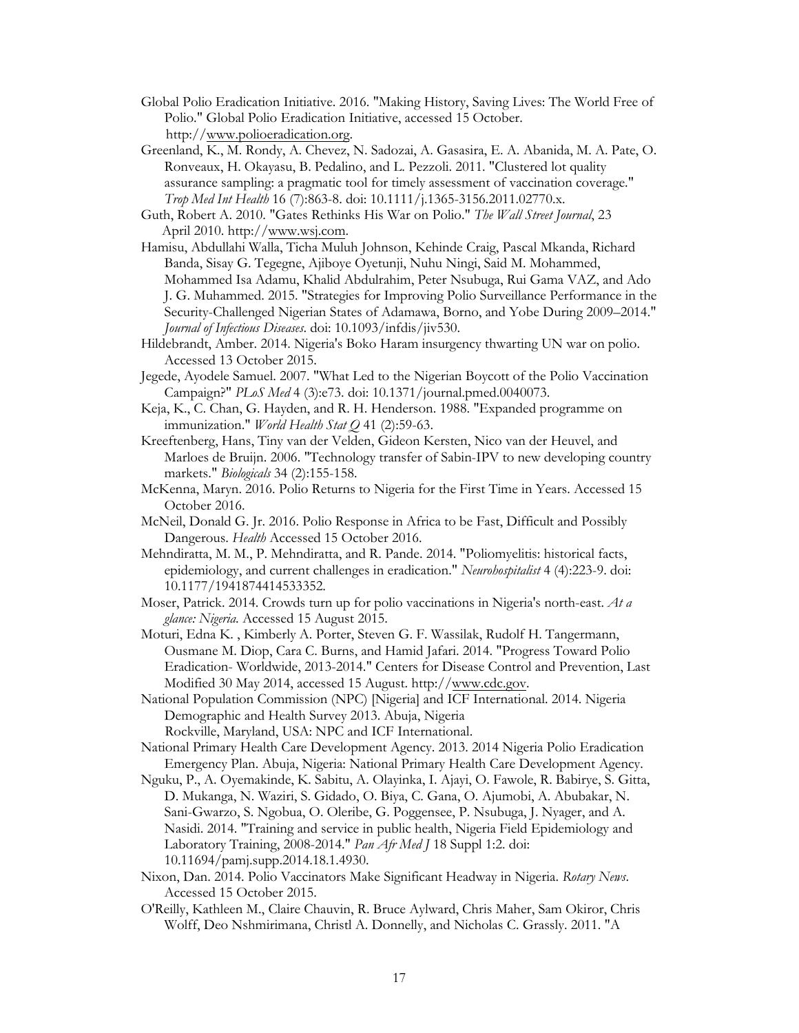Global Polio Eradication Initiative. 2016. "Making History, Saving Lives: The World Free of Polio." Global Polio Eradication Initiative, accessed 15 October. http://www.polioeradication.org.

Greenland, K., M. Rondy, A. Chevez, N. Sadozai, A. Gasasira, E. A. Abanida, M. A. Pate, O. Ronveaux, H. Okayasu, B. Pedalino, and L. Pezzoli. 2011. "Clustered lot quality assurance sampling: a pragmatic tool for timely assessment of vaccination coverage." *Trop Med Int Health* 16 (7):863-8. doi: 10.1111/j.1365-3156.2011.02770.x.

Guth, Robert A. 2010. "Gates Rethinks His War on Polio." *The Wall Street Journal*, 23 April 2010. http://www.wsj.com.

Hamisu, Abdullahi Walla, Ticha Muluh Johnson, Kehinde Craig, Pascal Mkanda, Richard Banda, Sisay G. Tegegne, Ajiboye Oyetunji, Nuhu Ningi, Said M. Mohammed, Mohammed Isa Adamu, Khalid Abdulrahim, Peter Nsubuga, Rui Gama VAZ, and Ado J. G. Muhammed. 2015. "Strategies for Improving Polio Surveillance Performance in the Security-Challenged Nigerian States of Adamawa, Borno, and Yobe During 2009–2014." *Journal of Infectious Diseases*. doi: 10.1093/infdis/jiv530.

Hildebrandt, Amber. 2014. Nigeria's Boko Haram insurgency thwarting UN war on polio. Accessed 13 October 2015.

Jegede, Ayodele Samuel. 2007. "What Led to the Nigerian Boycott of the Polio Vaccination Campaign?" *PLoS Med* 4 (3):e73. doi: 10.1371/journal.pmed.0040073.

Keja, K., C. Chan, G. Hayden, and R. H. Henderson. 1988. "Expanded programme on immunization." *World Health Stat Q* 41 (2):59-63.

Kreeftenberg, Hans, Tiny van der Velden, Gideon Kersten, Nico van der Heuvel, and Marloes de Bruijn. 2006. "Technology transfer of Sabin-IPV to new developing country markets." *Biologicals* 34 (2):155-158.

McKenna, Maryn. 2016. Polio Returns to Nigeria for the First Time in Years. Accessed 15 October 2016.

McNeil, Donald G. Jr. 2016. Polio Response in Africa to be Fast, Difficult and Possibly Dangerous. *Health* Accessed 15 October 2016.

Mehndiratta, M. M., P. Mehndiratta, and R. Pande. 2014. "Poliomyelitis: historical facts, epidemiology, and current challenges in eradication." *Neurohospitalist* 4 (4):223-9. doi: 10.1177/1941874414533352.

Moser, Patrick. 2014. Crowds turn up for polio vaccinations in Nigeria's north-east. *At a glance: Nigeria*. Accessed 15 August 2015.

Moturi, Edna K. , Kimberly A. Porter, Steven G. F. Wassilak, Rudolf H. Tangermann, Ousmane M. Diop, Cara C. Burns, and Hamid Jafari. 2014. "Progress Toward Polio Eradication- Worldwide, 2013-2014." Centers for Disease Control and Prevention, Last Modified 30 May 2014, accessed 15 August. http://www.cdc.gov.

National Population Commission (NPC) [Nigeria] and ICF International. 2014. Nigeria Demographic and Health Survey 2013. Abuja, Nigeria
Rockville, Maryland, USA: NPC and ICF International.

National Primary Health Care Development Agency. 2013. 2014 Nigeria Polio Eradication Emergency Plan. Abuja, Nigeria: National Primary Health Care Development Agency.

Nguku, P., A. Oyemakinde, K. Sabitu, A. Olayinka, I. Ajayi, O. Fawole, R. Babirye, S. Gitta, D. Mukanga, N. Waziri, S. Gidado, O. Biya, C. Gana, O. Ajumobi, A. Abubakar, N. Sani-Gwarzo, S. Ngobua, O. Oleribe, G. Poggensee, P. Nsubuga, J. Nyager, and A. Nasidi. 2014. "Training and service in public health, Nigeria Field Epidemiology and Laboratory Training, 2008-2014." *Pan Afr Med J* 18 Suppl 1:2. doi: 10.11694/pamj.supp.2014.18.1.4930.

Nixon, Dan. 2014. Polio Vaccinators Make Significant Headway in Nigeria. *Rotary News*. Accessed 15 October 2015.

O'Reilly, Kathleen M., Claire Chauvin, R. Bruce Aylward, Chris Maher, Sam Okiror, Chris Wolff, Deo Nshmirimana, Christl A. Donnelly, and Nicholas C. Grassly. 2011. "A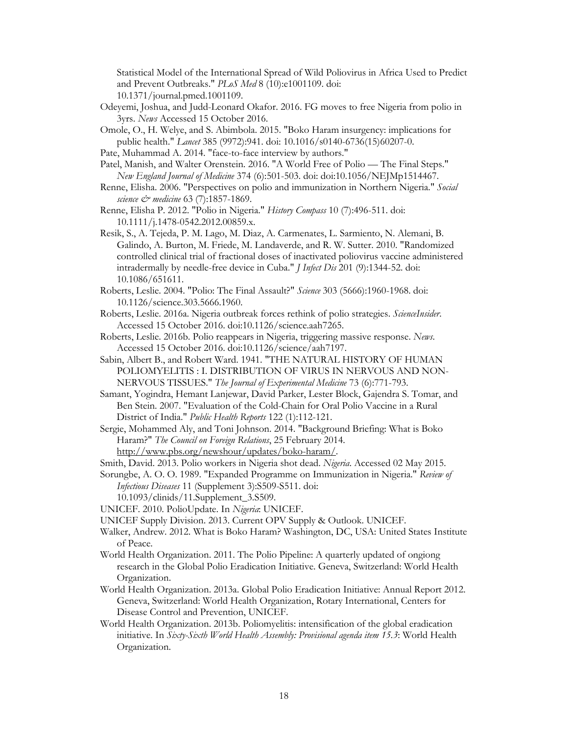Statistical Model of the International Spread of Wild Poliovirus in Africa Used to Predict and Prevent Outbreaks." *PLoS Med* 8 (10):e1001109. doi: 10.1371/journal.pmed.1001109.

Odeyemi, Joshua, and Judd-Leonard Okafor. 2016. FG moves to free Nigeria from polio in 3yrs. *News* Accessed 15 October 2016.

Omole, O., H. Welye, and S. Abimbola. 2015. "Boko Haram insurgency: implications for public health." *Lancet* 385 (9972):941. doi: 10.1016/s0140-6736(15)60207-0.

Pate, Muhammad A. 2014. "face-to-face interview by authors."

Patel, Manish, and Walter Orenstein. 2016. "A World Free of Polio — The Final Steps." *New England Journal of Medicine* 374 (6):501-503. doi: doi:10.1056/NEJMp1514467.

Renne, Elisha. 2006. "Perspectives on polio and immunization in Northern Nigeria." *Social science & medicine* 63 (7):1857-1869.

Renne, Elisha P. 2012. "Polio in Nigeria." *History Compass* 10 (7):496-511. doi: 10.1111/j.1478-0542.2012.00859.x.

Resik, S., A. Tejeda, P. M. Lago, M. Diaz, A. Carmenates, L. Sarmiento, N. Alemani, B. Galindo, A. Burton, M. Friede, M. Landaverde, and R. W. Sutter. 2010. "Randomized controlled clinical trial of fractional doses of inactivated poliovirus vaccine administered intradermally by needle-free device in Cuba." *J Infect Dis* 201 (9):1344-52. doi: 10.1086/651611.

Roberts, Leslie. 2004. "Polio: The Final Assault?" *Science* 303 (5666):1960-1968. doi: 10.1126/science.303.5666.1960.

Roberts, Leslie. 2016a. Nigeria outbreak forces rethink of polio strategies. *ScienceInsider*. Accessed 15 October 2016. doi:10.1126/science.aah7265.

Roberts, Leslie. 2016b. Polio reappears in Nigeria, triggering massive response. *News*. Accessed 15 October 2016. doi:10.1126/science/aah7197.

Sabin, Albert B., and Robert Ward. 1941. "THE NATURAL HISTORY OF HUMAN POLIOMYELITIS : I. DISTRIBUTION OF VIRUS IN NERVOUS AND NON-NERVOUS TISSUES." *The Journal of Experimental Medicine* 73 (6):771-793.

Samant, Yogindra, Hemant Lanjewar, David Parker, Lester Block, Gajendra S. Tomar, and Ben Stein. 2007. "Evaluation of the Cold-Chain for Oral Polio Vaccine in a Rural District of India." *Public Health Reports* 122 (1):112-121.

Sergie, Mohammed Aly, and Toni Johnson. 2014. "Background Briefing: What is Boko Haram?" *The Council on Foreign Relations*, 25 February 2014. http://www.pbs.org/newshour/updates/boko-haram/.

Smith, David. 2013. Polio workers in Nigeria shot dead. *Nigeria*. Accessed 02 May 2015.

Sorungbe, A. O. O. 1989. "Expanded Programme on Immunization in Nigeria." *Review of Infectious Diseases* 11 (Supplement 3):S509-S511. doi: 10.1093/clinids/11.Supplement_3.S509.

UNICEF. 2010. PolioUpdate. In *Nigeria*: UNICEF.

UNICEF Supply Division. 2013. Current OPV Supply & Outlook. UNICEF.

Walker, Andrew. 2012. What is Boko Haram? Washington, DC, USA: United States Institute of Peace.

World Health Organization. 2011. The Polio Pipeline: A quarterly updated of ongiong research in the Global Polio Eradication Initiative. Geneva, Switzerland: World Health Organization.

World Health Organization. 2013a. Global Polio Eradication Initiative: Annual Report 2012. Geneva, Switzerland: World Health Organization, Rotary International, Centers for Disease Control and Prevention, UNICEF.

World Health Organization. 2013b. Poliomyelitis: intensification of the global eradication initiative. In *Sixty-Sixth World Health Assembly: Provisional agenda item 15.3*: World Health Organization.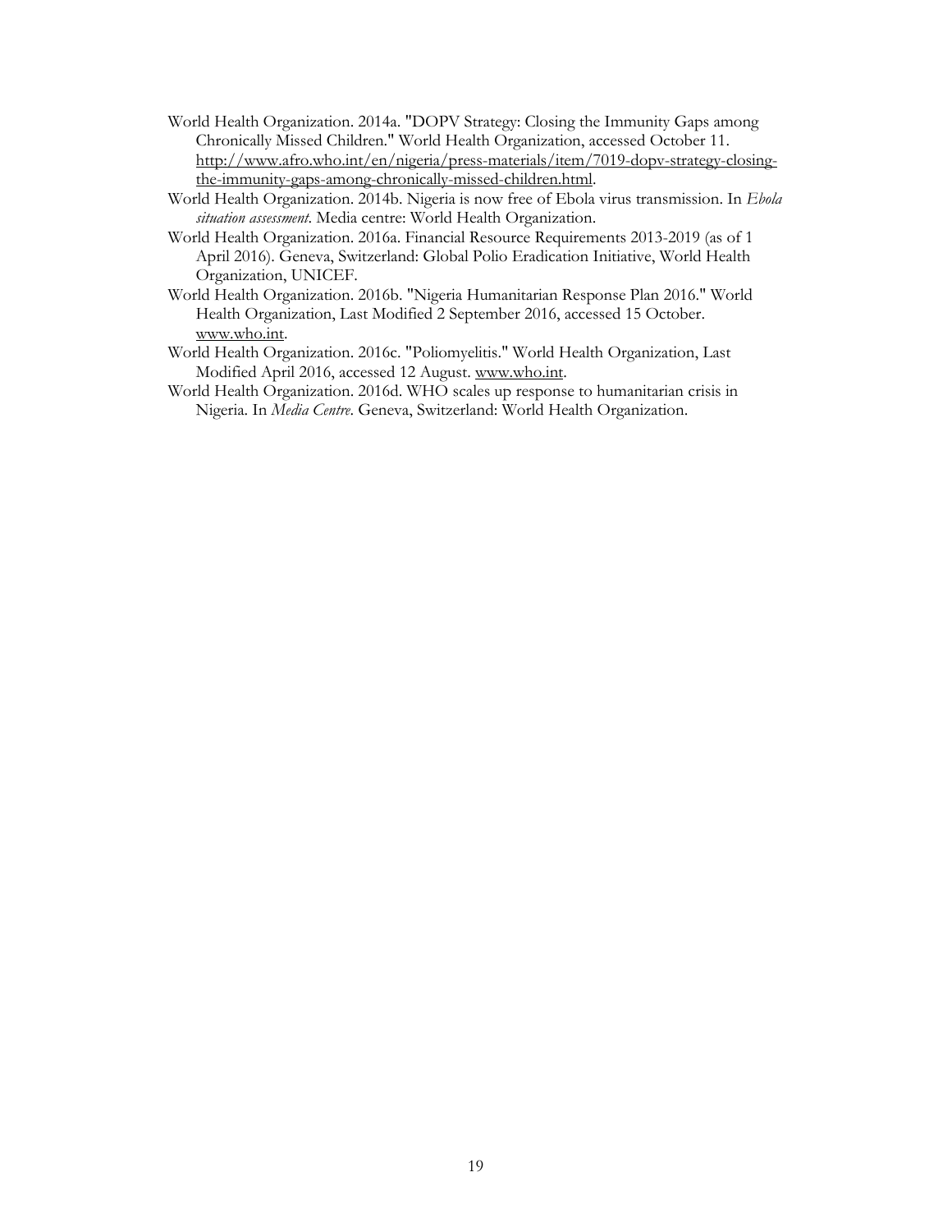World Health Organization. 2014a. "DOPV Strategy: Closing the Immunity Gaps among Chronically Missed Children." World Health Organization, accessed October 11. http://www.afro.who.int/en/nigeria/press-materials/item/7019-dopv-strategy-closing-the-immunity-gaps-among-chronically-missed-children.html.

World Health Organization. 2014b. Nigeria is now free of Ebola virus transmission. In *Ebola situation assessment*. Media centre: World Health Organization.

World Health Organization. 2016a. Financial Resource Requirements 2013-2019 (as of 1 April 2016). Geneva, Switzerland: Global Polio Eradication Initiative, World Health Organization, UNICEF.

World Health Organization. 2016b. "Nigeria Humanitarian Response Plan 2016." World Health Organization, Last Modified 2 September 2016, accessed 15 October. www.who.int.

World Health Organization. 2016c. "Poliomyelitis." World Health Organization, Last Modified April 2016, accessed 12 August. www.who.int.

World Health Organization. 2016d. WHO scales up response to humanitarian crisis in Nigeria. In *Media Centre*. Geneva, Switzerland: World Health Organization.